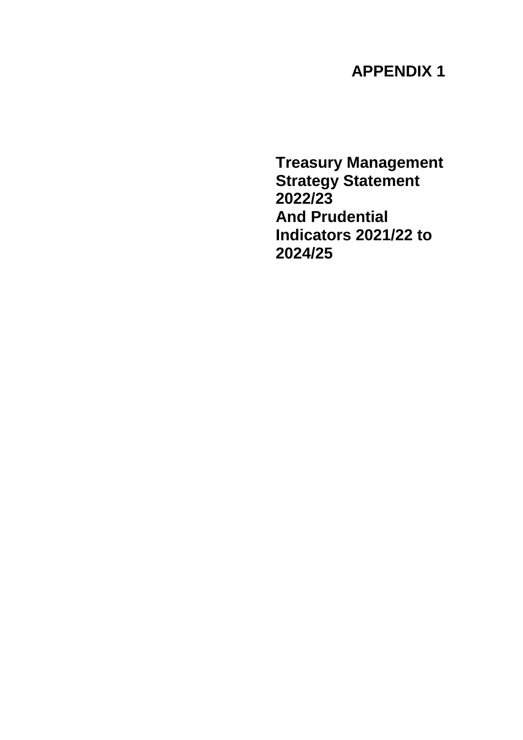**APPENDIX 1**

# Treasury Management Strategy Statement 2022/23 And Prudential Indicators 2021/22 to 2024/25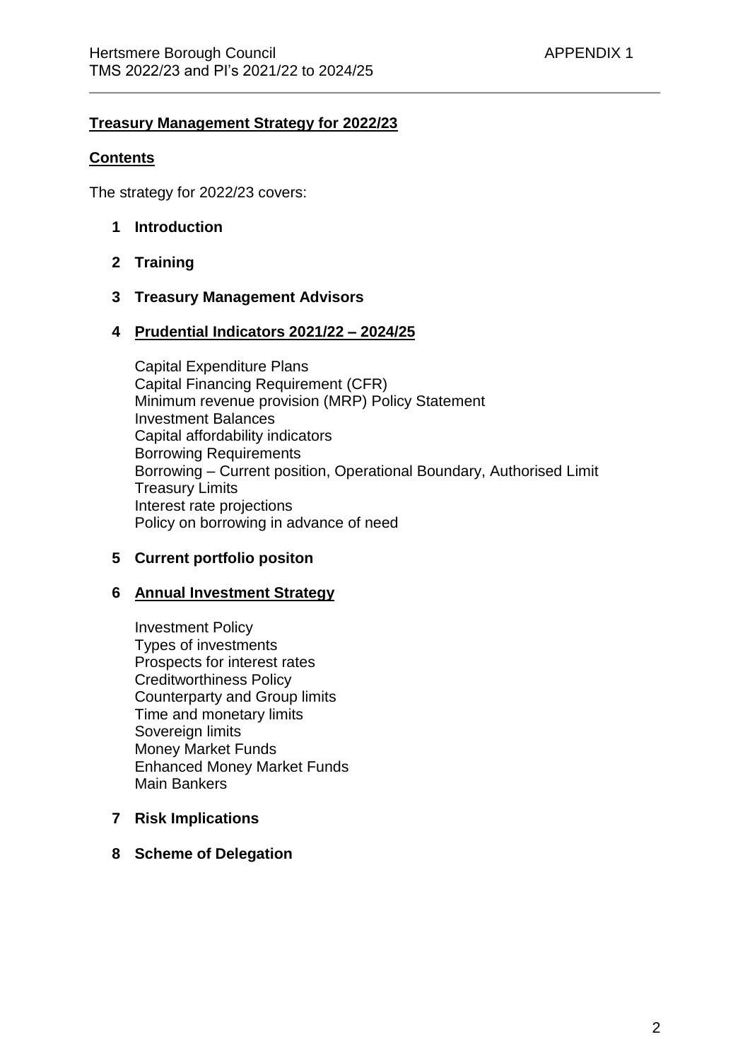**Treasury Management Strategy for 2022/23**

**Contents**

The strategy for 2022/23 covers:

1. **Introduction**

2. **Training**

3. **Treasury Management Advisors**

4. **Prudential Indicators 2021/22 – 2024/25**

   Capital Expenditure Plans
   Capital Financing Requirement (CFR)
   Minimum revenue provision (MRP) Policy Statement
   Investment Balances
   Capital affordability indicators
   Borrowing Requirements
   Borrowing – Current position, Operational Boundary, Authorised Limit
   Treasury Limits
   Interest rate projections
   Policy on borrowing in advance of need

5. **Current portfolio positon**

6. **Annual Investment Strategy**

   Investment Policy
   Types of investments
   Prospects for interest rates
   Creditworthiness Policy
   Counterparty and Group limits
   Time and monetary limits
   Sovereign limits
   Money Market Funds
   Enhanced Money Market Funds
   Main Bankers

7. **Risk Implications**

8. **Scheme of Delegation**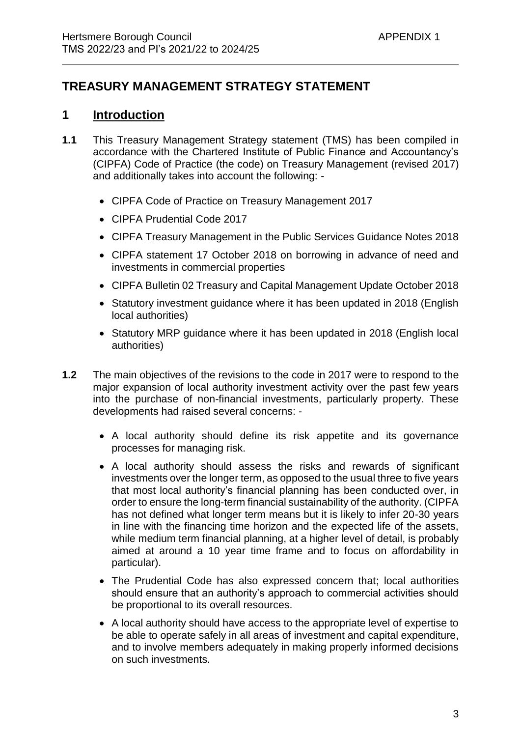# TREASURY MANAGEMENT STRATEGY STATEMENT

## 1 Introduction

**1.1** This Treasury Management Strategy statement (TMS) has been compiled in accordance with the Chartered Institute of Public Finance and Accountancy's (CIPFA) Code of Practice (the code) on Treasury Management (revised 2017) and additionally takes into account the following: -

- CIPFA Code of Practice on Treasury Management 2017
- CIPFA Prudential Code 2017
- CIPFA Treasury Management in the Public Services Guidance Notes 2018
- CIPFA statement 17 October 2018 on borrowing in advance of need and investments in commercial properties
- CIPFA Bulletin 02 Treasury and Capital Management Update October 2018
- Statutory investment guidance where it has been updated in 2018 (English local authorities)
- Statutory MRP guidance where it has been updated in 2018 (English local authorities)

**1.2** The main objectives of the revisions to the code in 2017 were to respond to the major expansion of local authority investment activity over the past few years into the purchase of non-financial investments, particularly property. These developments had raised several concerns: -

- A local authority should define its risk appetite and its governance processes for managing risk.
- A local authority should assess the risks and rewards of significant investments over the longer term, as opposed to the usual three to five years that most local authority's financial planning has been conducted over, in order to ensure the long-term financial sustainability of the authority. (CIPFA has not defined what longer term means but it is likely to infer 20-30 years in line with the financing time horizon and the expected life of the assets, while medium term financial planning, at a higher level of detail, is probably aimed at around a 10 year time frame and to focus on affordability in particular).
- The Prudential Code has also expressed concern that; local authorities should ensure that an authority's approach to commercial activities should be proportional to its overall resources.
- A local authority should have access to the appropriate level of expertise to be able to operate safely in all areas of investment and capital expenditure, and to involve members adequately in making properly informed decisions on such investments.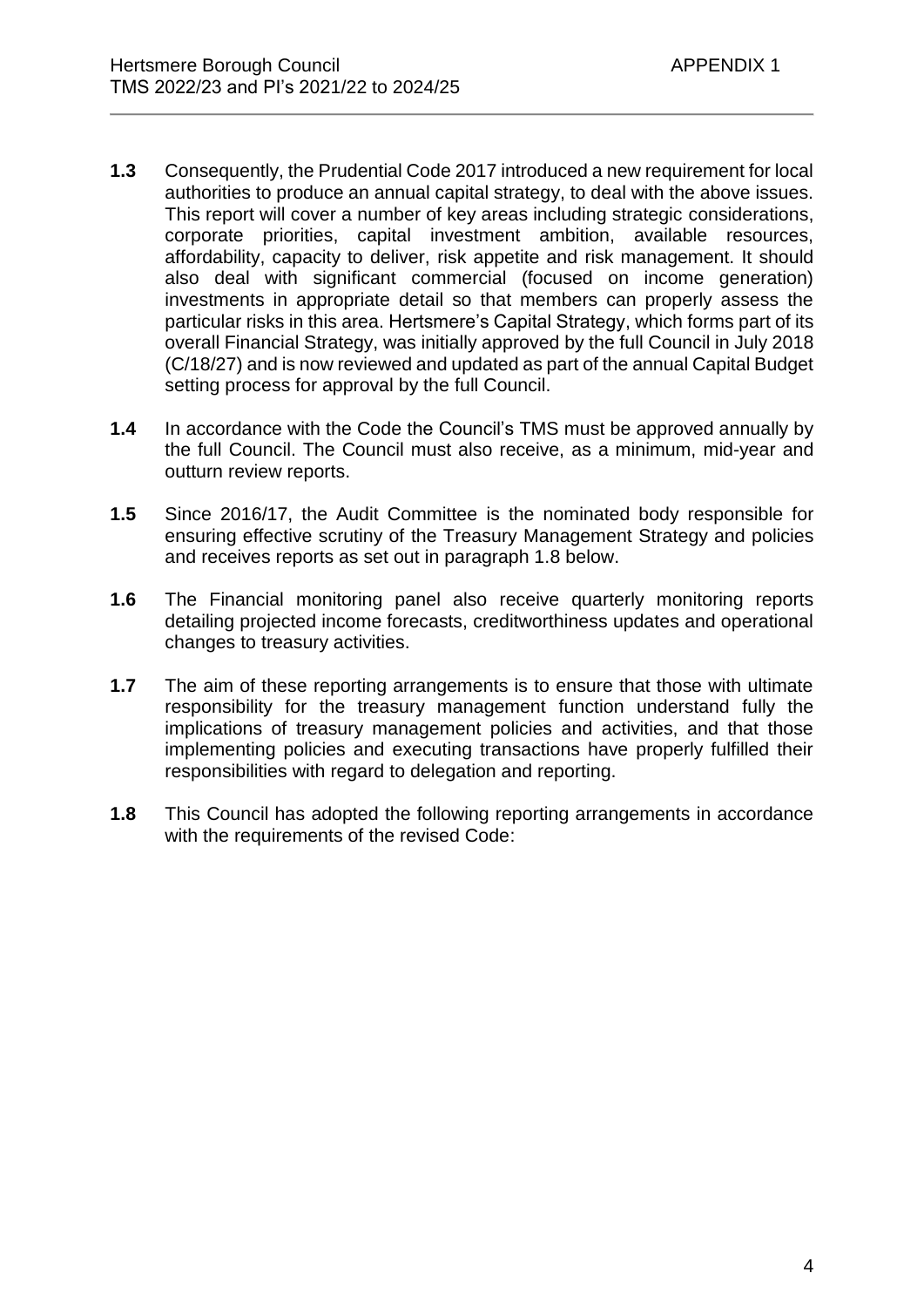**1.3** Consequently, the Prudential Code 2017 introduced a new requirement for local authorities to produce an annual capital strategy, to deal with the above issues. This report will cover a number of key areas including strategic considerations, corporate priorities, capital investment ambition, available resources, affordability, capacity to deliver, risk appetite and risk management. It should also deal with significant commercial (focused on income generation) investments in appropriate detail so that members can properly assess the particular risks in this area. Hertsmere's Capital Strategy, which forms part of its overall Financial Strategy, was initially approved by the full Council in July 2018 (C/18/27) and is now reviewed and updated as part of the annual Capital Budget setting process for approval by the full Council.

**1.4** In accordance with the Code the Council's TMS must be approved annually by the full Council. The Council must also receive, as a minimum, mid-year and outturn review reports.

**1.5** Since 2016/17, the Audit Committee is the nominated body responsible for ensuring effective scrutiny of the Treasury Management Strategy and policies and receives reports as set out in paragraph 1.8 below.

**1.6** The Financial monitoring panel also receive quarterly monitoring reports detailing projected income forecasts, creditworthiness updates and operational changes to treasury activities.

**1.7** The aim of these reporting arrangements is to ensure that those with ultimate responsibility for the treasury management function understand fully the implications of treasury management policies and activities, and that those implementing policies and executing transactions have properly fulfilled their responsibilities with regard to delegation and reporting.

**1.8** This Council has adopted the following reporting arrangements in accordance with the requirements of the revised Code: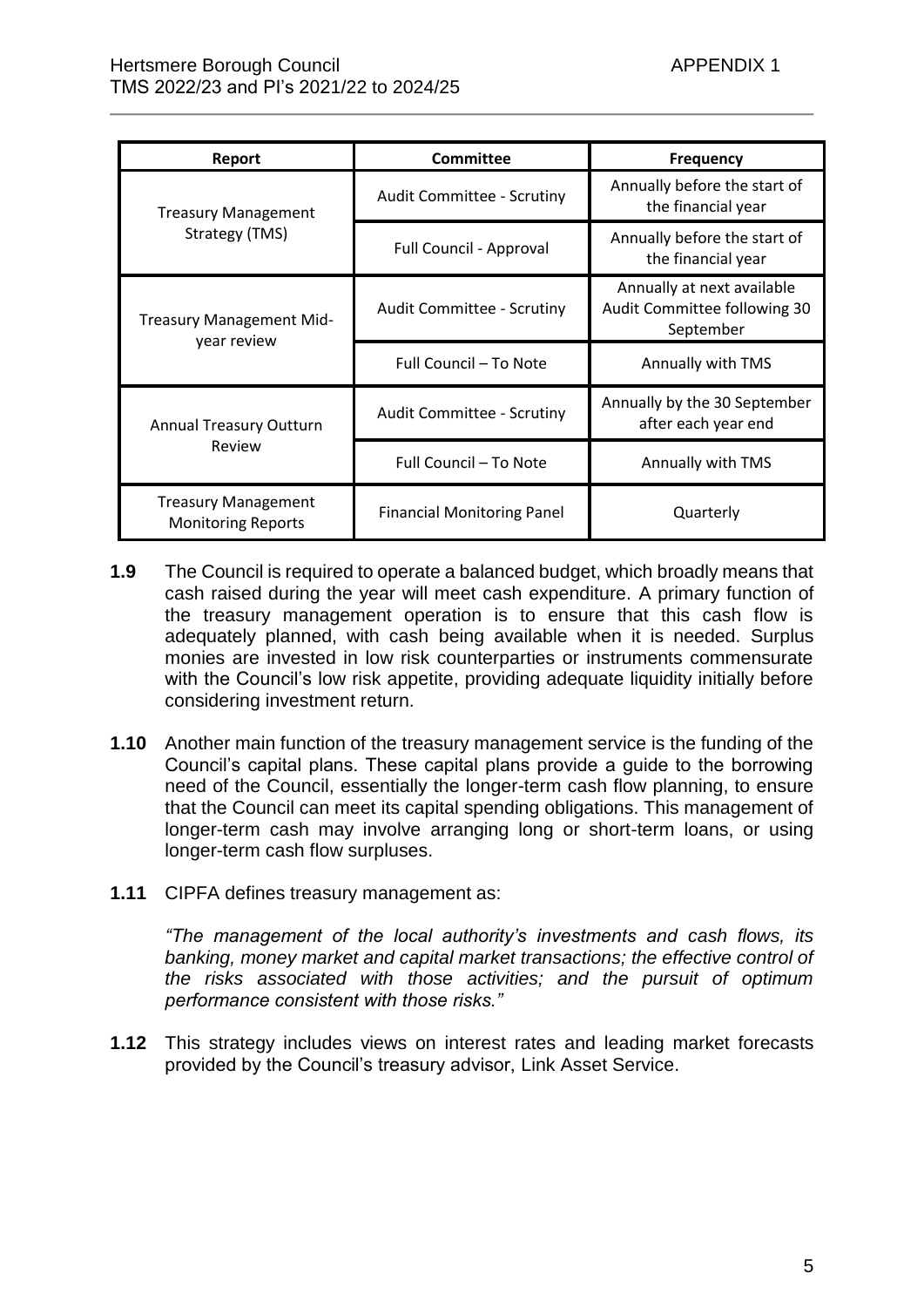| Report | Committee | Frequency |
|---|---|---|
| Treasury Management Strategy (TMS) | Audit Committee - Scrutiny | Annually before the start of the financial year |
| | Full Council - Approval | Annually before the start of the financial year |
| Treasury Management Mid-year review | Audit Committee - Scrutiny | Annually at next available Audit Committee following 30 September |
| | Full Council – To Note | Annually with TMS |
| Annual Treasury Outturn Review | Audit Committee - Scrutiny | Annually by the 30 September after each year end |
| | Full Council – To Note | Annually with TMS |
| Treasury Management Monitoring Reports | Financial Monitoring Panel | Quarterly |

**1.9** The Council is required to operate a balanced budget, which broadly means that cash raised during the year will meet cash expenditure. A primary function of the treasury management operation is to ensure that this cash flow is adequately planned, with cash being available when it is needed. Surplus monies are invested in low risk counterparties or instruments commensurate with the Council's low risk appetite, providing adequate liquidity initially before considering investment return.

**1.10** Another main function of the treasury management service is the funding of the Council's capital plans. These capital plans provide a guide to the borrowing need of the Council, essentially the longer-term cash flow planning, to ensure that the Council can meet its capital spending obligations. This management of longer-term cash may involve arranging long or short-term loans, or using longer-term cash flow surpluses.

**1.11** CIPFA defines treasury management as:

*"The management of the local authority's investments and cash flows, its banking, money market and capital market transactions; the effective control of the risks associated with those activities; and the pursuit of optimum performance consistent with those risks."*

**1.12** This strategy includes views on interest rates and leading market forecasts provided by the Council's treasury advisor, Link Asset Service.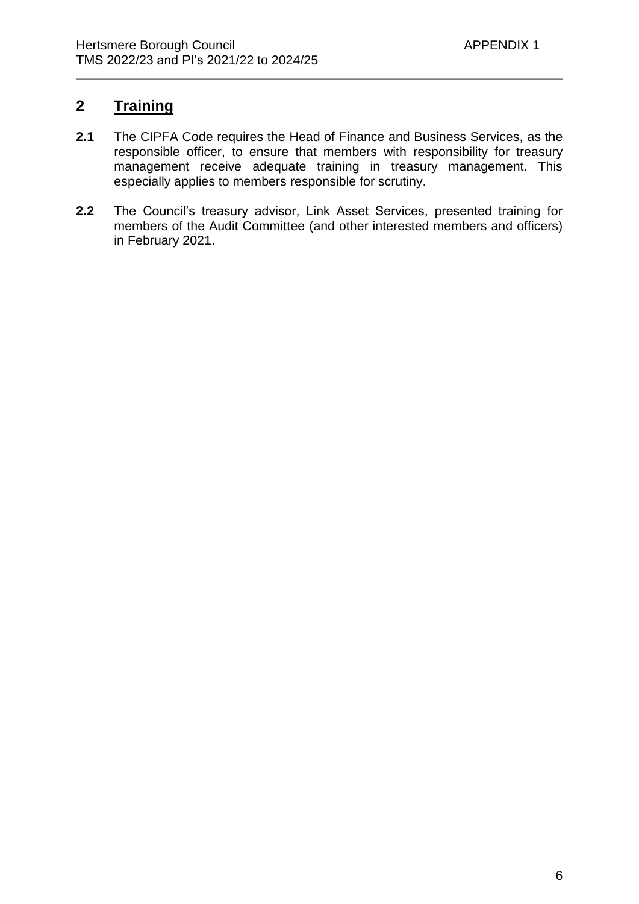## 2 Training

**2.1** The CIPFA Code requires the Head of Finance and Business Services, as the responsible officer, to ensure that members with responsibility for treasury management receive adequate training in treasury management. This especially applies to members responsible for scrutiny.

**2.2** The Council's treasury advisor, Link Asset Services, presented training for members of the Audit Committee (and other interested members and officers) in February 2021.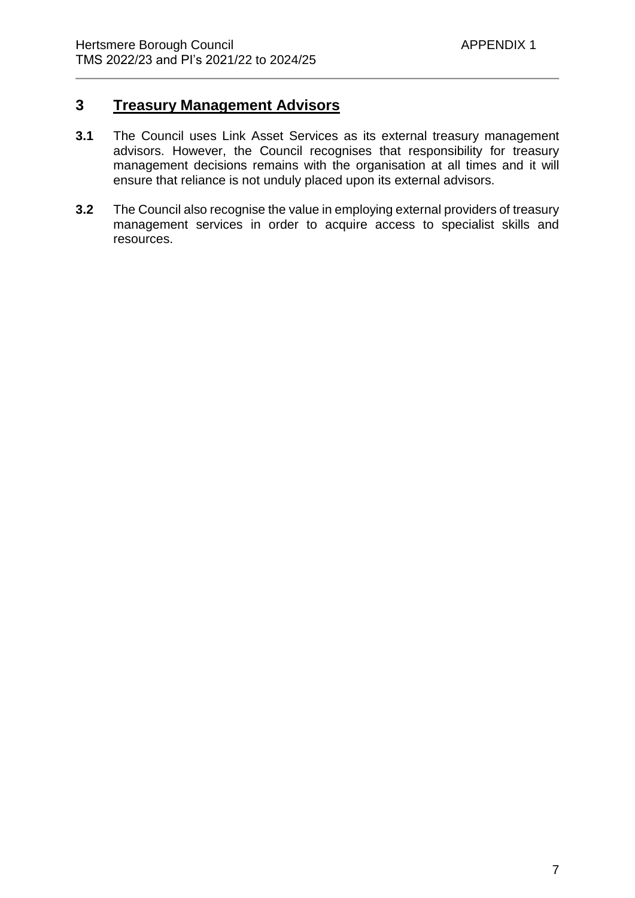## 3 Treasury Management Advisors

**3.1** The Council uses Link Asset Services as its external treasury management advisors. However, the Council recognises that responsibility for treasury management decisions remains with the organisation at all times and it will ensure that reliance is not unduly placed upon its external advisors.

**3.2** The Council also recognise the value in employing external providers of treasury management services in order to acquire access to specialist skills and resources.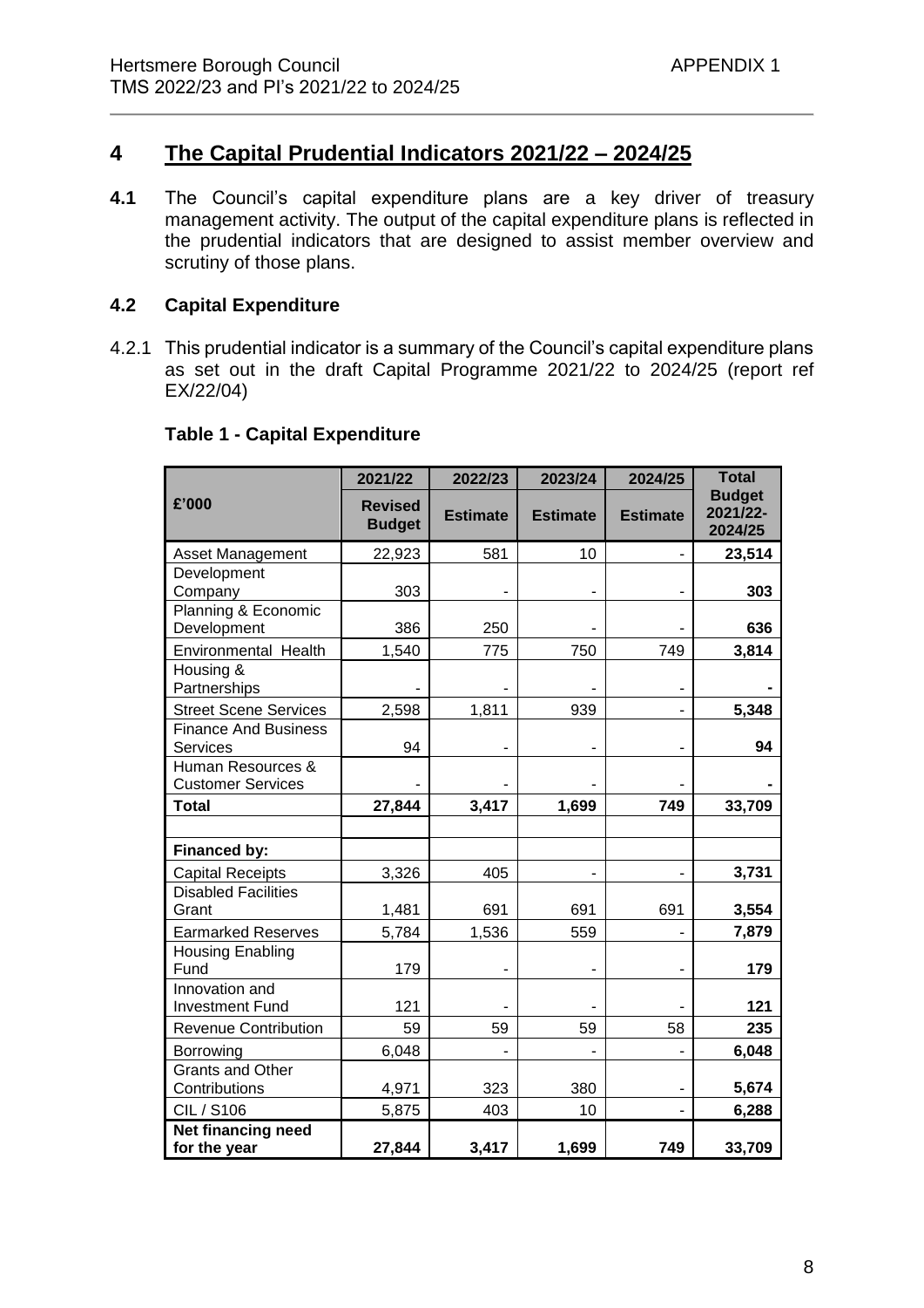## 4 The Capital Prudential Indicators 2021/22 – 2024/25

**4.1** The Council's capital expenditure plans are a key driver of treasury management activity. The output of the capital expenditure plans is reflected in the prudential indicators that are designed to assist member overview and scrutiny of those plans.

### 4.2 Capital Expenditure

4.2.1 This prudential indicator is a summary of the Council's capital expenditure plans as set out in the draft Capital Programme 2021/22 to 2024/25 (report ref EX/22/04)

**Table 1 - Capital Expenditure**

| £'000 | 2021/22 Revised Budget | 2022/23 Estimate | 2023/24 Estimate | 2024/25 Estimate | Total Budget 2021/22-2024/25 |
|---|---|---|---|---|---|
| Asset Management | 22,923 | 581 | 10 | - | **23,514** |
| Development Company | 303 | - | - | - | **303** |
| Planning & Economic Development | 386 | 250 | - | - | **636** |
| Environmental Health | 1,540 | 775 | 750 | 749 | **3,814** |
| Housing & Partnerships | - | - | - | - | **-** |
| Street Scene Services | 2,598 | 1,811 | 939 | - | **5,348** |
| Finance And Business Services | 94 | - | - | - | **94** |
| Human Resources & Customer Services | - | - | - | - | **-** |
| **Total** | **27,844** | **3,417** | **1,699** | **749** | **33,709** |
| | | | | | |
| **Financed by:** | | | | | |
| Capital Receipts | 3,326 | 405 | - | - | **3,731** |
| Disabled Facilities Grant | 1,481 | 691 | 691 | 691 | **3,554** |
| Earmarked Reserves | 5,784 | 1,536 | 559 | - | **7,879** |
| Housing Enabling Fund | 179 | - | - | - | **179** |
| Innovation and Investment Fund | 121 | - | - | - | **121** |
| Revenue Contribution | 59 | 59 | 59 | 58 | **235** |
| Borrowing | 6,048 | - | - | - | **6,048** |
| Grants and Other Contributions | 4,971 | 323 | 380 | - | **5,674** |
| CIL / S106 | 5,875 | 403 | 10 | - | **6,288** |
| **Net financing need for the year** | **27,844** | **3,417** | **1,699** | **749** | **33,709** |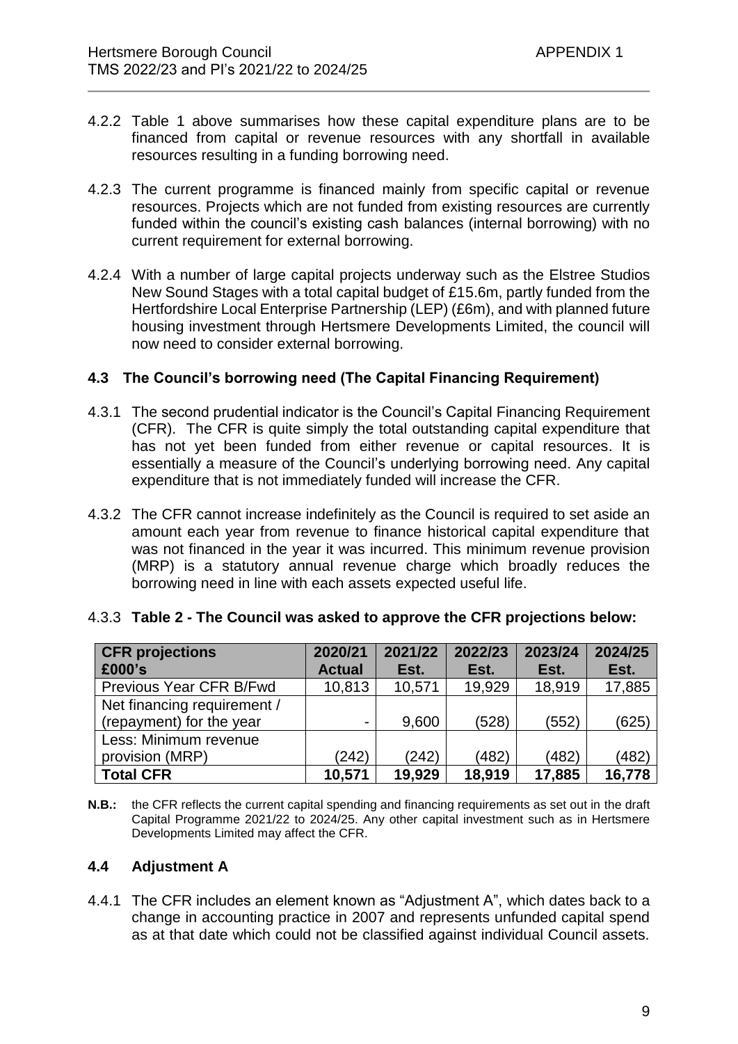4.2.2 Table 1 above summarises how these capital expenditure plans are to be financed from capital or revenue resources with any shortfall in available resources resulting in a funding borrowing need.

4.2.3 The current programme is financed mainly from specific capital or revenue resources. Projects which are not funded from existing resources are currently funded within the council's existing cash balances (internal borrowing) with no current requirement for external borrowing.

4.2.4 With a number of large capital projects underway such as the Elstree Studios New Sound Stages with a total capital budget of £15.6m, partly funded from the Hertfordshire Local Enterprise Partnership (LEP) (£6m), and with planned future housing investment through Hertsmere Developments Limited, the council will now need to consider external borrowing.

### 4.3 The Council's borrowing need (The Capital Financing Requirement)

4.3.1 The second prudential indicator is the Council's Capital Financing Requirement (CFR). The CFR is quite simply the total outstanding capital expenditure that has not yet been funded from either revenue or capital resources. It is essentially a measure of the Council's underlying borrowing need. Any capital expenditure that is not immediately funded will increase the CFR.

4.3.2 The CFR cannot increase indefinitely as the Council is required to set aside an amount each year from revenue to finance historical capital expenditure that was not financed in the year it was incurred. This minimum revenue provision (MRP) is a statutory annual revenue charge which broadly reduces the borrowing need in line with each assets expected useful life.

4.3.3 **Table 2 - The Council was asked to approve the CFR projections below:**

| CFR projections £000's | 2020/21 Actual | 2021/22 Est. | 2022/23 Est. | 2023/24 Est. | 2024/25 Est. |
|---|---|---|---|---|---|
| Previous Year CFR B/Fwd | 10,813 | 10,571 | 19,929 | 18,919 | 17,885 |
| Net financing requirement / (repayment) for the year | - | 9,600 | (528) | (552) | (625) |
| Less: Minimum revenue provision (MRP) | (242) | (242) | (482) | (482) | (482) |
| **Total CFR** | **10,571** | **19,929** | **18,919** | **17,885** | **16,778** |

**N.B.:** the CFR reflects the current capital spending and financing requirements as set out in the draft Capital Programme 2021/22 to 2024/25. Any other capital investment such as in Hertsmere Developments Limited may affect the CFR.

### 4.4 Adjustment A

4.4.1 The CFR includes an element known as "Adjustment A", which dates back to a change in accounting practice in 2007 and represents unfunded capital spend as at that date which could not be classified against individual Council assets.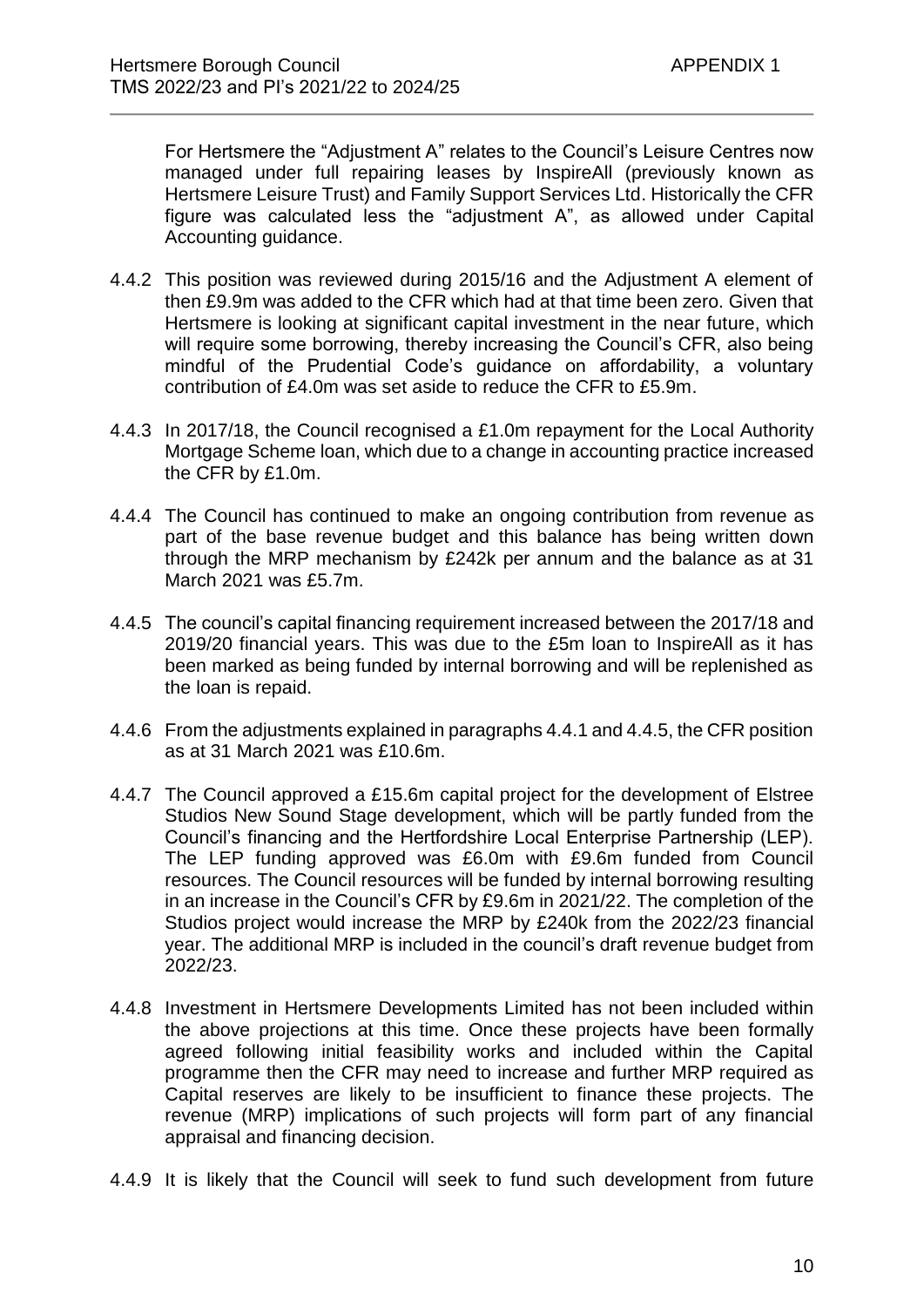For Hertsmere the "Adjustment A" relates to the Council's Leisure Centres now managed under full repairing leases by InspireAll (previously known as Hertsmere Leisure Trust) and Family Support Services Ltd. Historically the CFR figure was calculated less the "adjustment A", as allowed under Capital Accounting guidance.

4.4.2 This position was reviewed during 2015/16 and the Adjustment A element of then £9.9m was added to the CFR which had at that time been zero. Given that Hertsmere is looking at significant capital investment in the near future, which will require some borrowing, thereby increasing the Council's CFR, also being mindful of the Prudential Code's guidance on affordability, a voluntary contribution of £4.0m was set aside to reduce the CFR to £5.9m.

4.4.3 In 2017/18, the Council recognised a £1.0m repayment for the Local Authority Mortgage Scheme loan, which due to a change in accounting practice increased the CFR by £1.0m.

4.4.4 The Council has continued to make an ongoing contribution from revenue as part of the base revenue budget and this balance has being written down through the MRP mechanism by £242k per annum and the balance as at 31 March 2021 was £5.7m.

4.4.5 The council's capital financing requirement increased between the 2017/18 and 2019/20 financial years. This was due to the £5m loan to InspireAll as it has been marked as being funded by internal borrowing and will be replenished as the loan is repaid.

4.4.6 From the adjustments explained in paragraphs 4.4.1 and 4.4.5, the CFR position as at 31 March 2021 was £10.6m.

4.4.7 The Council approved a £15.6m capital project for the development of Elstree Studios New Sound Stage development, which will be partly funded from the Council's financing and the Hertfordshire Local Enterprise Partnership (LEP). The LEP funding approved was £6.0m with £9.6m funded from Council resources. The Council resources will be funded by internal borrowing resulting in an increase in the Council's CFR by £9.6m in 2021/22. The completion of the Studios project would increase the MRP by £240k from the 2022/23 financial year. The additional MRP is included in the council's draft revenue budget from 2022/23.

4.4.8 Investment in Hertsmere Developments Limited has not been included within the above projections at this time. Once these projects have been formally agreed following initial feasibility works and included within the Capital programme then the CFR may need to increase and further MRP required as Capital reserves are likely to be insufficient to finance these projects. The revenue (MRP) implications of such projects will form part of any financial appraisal and financing decision.

4.4.9 It is likely that the Council will seek to fund such development from future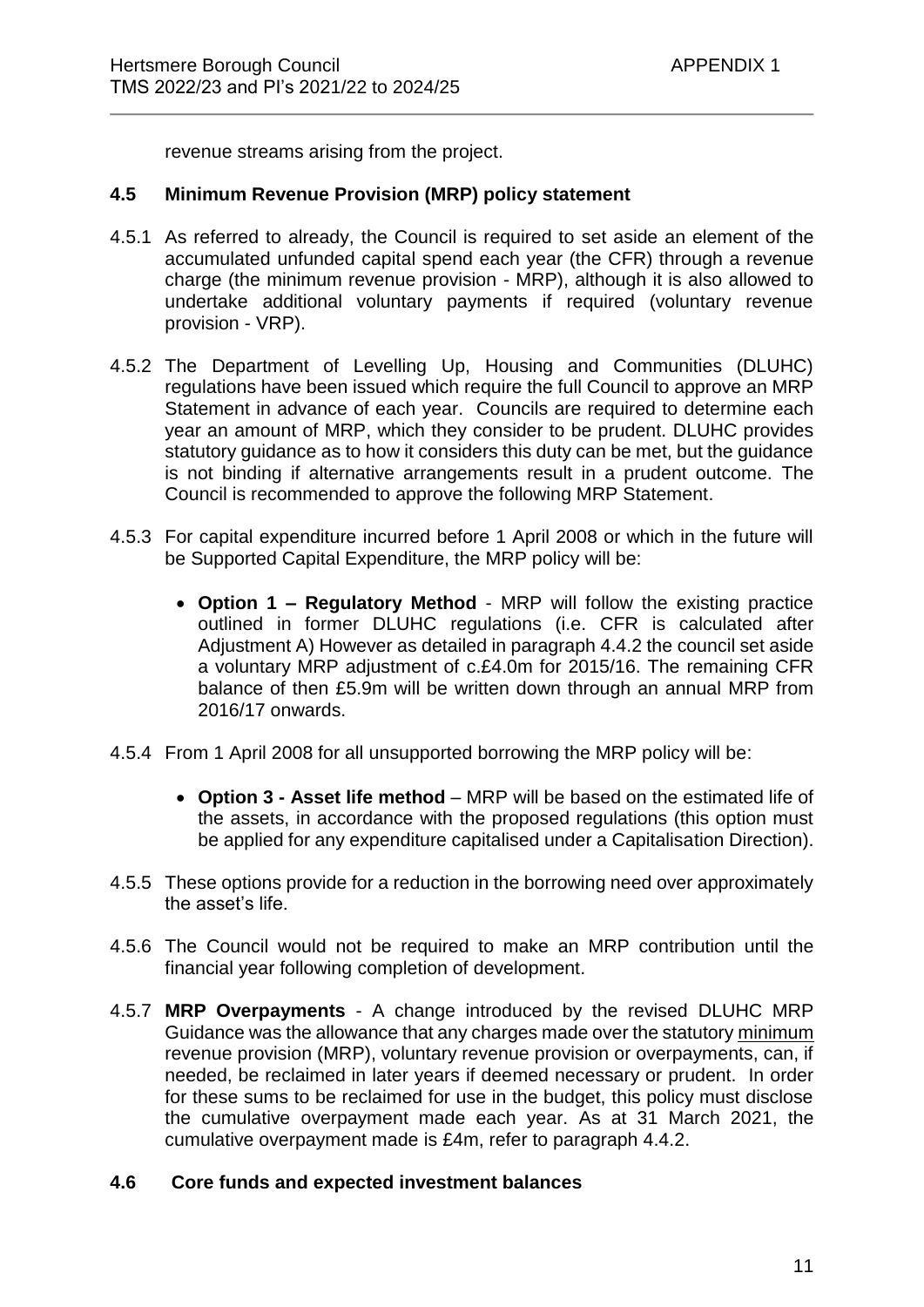revenue streams arising from the project.

### 4.5 Minimum Revenue Provision (MRP) policy statement

4.5.1 As referred to already, the Council is required to set aside an element of the accumulated unfunded capital spend each year (the CFR) through a revenue charge (the minimum revenue provision - MRP), although it is also allowed to undertake additional voluntary payments if required (voluntary revenue provision - VRP).

4.5.2 The Department of Levelling Up, Housing and Communities (DLUHC) regulations have been issued which require the full Council to approve an MRP Statement in advance of each year. Councils are required to determine each year an amount of MRP, which they consider to be prudent. DLUHC provides statutory guidance as to how it considers this duty can be met, but the guidance is not binding if alternative arrangements result in a prudent outcome. The Council is recommended to approve the following MRP Statement.

4.5.3 For capital expenditure incurred before 1 April 2008 or which in the future will be Supported Capital Expenditure, the MRP policy will be:

- **Option 1 – Regulatory Method** - MRP will follow the existing practice outlined in former DLUHC regulations (i.e. CFR is calculated after Adjustment A) However as detailed in paragraph 4.4.2 the council set aside a voluntary MRP adjustment of c.£4.0m for 2015/16. The remaining CFR balance of then £5.9m will be written down through an annual MRP from 2016/17 onwards.

4.5.4 From 1 April 2008 for all unsupported borrowing the MRP policy will be:

- **Option 3 - Asset life method** – MRP will be based on the estimated life of the assets, in accordance with the proposed regulations (this option must be applied for any expenditure capitalised under a Capitalisation Direction).

4.5.5 These options provide for a reduction in the borrowing need over approximately the asset's life.

4.5.6 The Council would not be required to make an MRP contribution until the financial year following completion of development.

4.5.7 **MRP Overpayments** - A change introduced by the revised DLUHC MRP Guidance was the allowance that any charges made over the statutory minimum revenue provision (MRP), voluntary revenue provision or overpayments, can, if needed, be reclaimed in later years if deemed necessary or prudent. In order for these sums to be reclaimed for use in the budget, this policy must disclose the cumulative overpayment made each year. As at 31 March 2021, the cumulative overpayment made is £4m, refer to paragraph 4.4.2.

### 4.6 Core funds and expected investment balances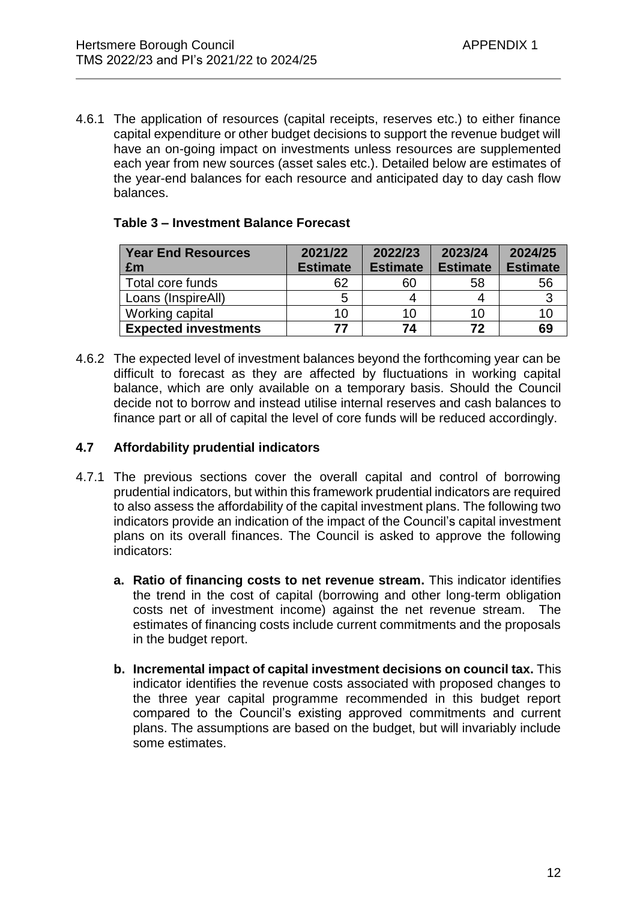4.6.1 The application of resources (capital receipts, reserves etc.) to either finance capital expenditure or other budget decisions to support the revenue budget will have an on-going impact on investments unless resources are supplemented each year from new sources (asset sales etc.). Detailed below are estimates of the year-end balances for each resource and anticipated day to day cash flow balances.

**Table 3 – Investment Balance Forecast**

| Year End Resources £m | 2021/22 Estimate | 2022/23 Estimate | 2023/24 Estimate | 2024/25 Estimate |
|---|---|---|---|---|
| Total core funds | 62 | 60 | 58 | 56 |
| Loans (InspireAll) | 5 | 4 | 4 | 3 |
| Working capital | 10 | 10 | 10 | 10 |
| **Expected investments** | **77** | **74** | **72** | **69** |

4.6.2 The expected level of investment balances beyond the forthcoming year can be difficult to forecast as they are affected by fluctuations in working capital balance, which are only available on a temporary basis. Should the Council decide not to borrow and instead utilise internal reserves and cash balances to finance part or all of capital the level of core funds will be reduced accordingly.

### 4.7 Affordability prudential indicators

4.7.1 The previous sections cover the overall capital and control of borrowing prudential indicators, but within this framework prudential indicators are required to also assess the affordability of the capital investment plans. The following two indicators provide an indication of the impact of the Council's capital investment plans on its overall finances. The Council is asked to approve the following indicators:

**a. Ratio of financing costs to net revenue stream.** This indicator identifies the trend in the cost of capital (borrowing and other long-term obligation costs net of investment income) against the net revenue stream. The estimates of financing costs include current commitments and the proposals in the budget report.

**b. Incremental impact of capital investment decisions on council tax.** This indicator identifies the revenue costs associated with proposed changes to the three year capital programme recommended in this budget report compared to the Council's existing approved commitments and current plans. The assumptions are based on the budget, but will invariably include some estimates.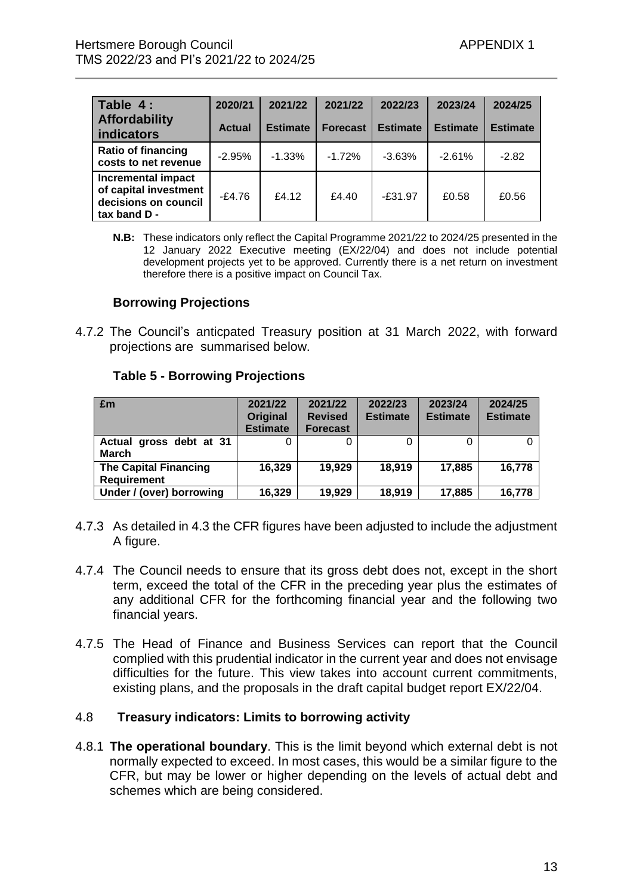| Table 4 : Affordability indicators | 2020/21 Actual | 2021/22 Estimate | 2021/22 Forecast | 2022/23 Estimate | 2023/24 Estimate | 2024/25 Estimate |
|---|---|---|---|---|---|---|
| **Ratio of financing costs to net revenue** | -2.95% | -1.33% | -1.72% | -3.63% | -2.61% | -2.82 |
| **Incremental impact of capital investment decisions on council tax band D -** | -£4.76 | £4.12 | £4.40 | -£31.97 | £0.58 | £0.56 |

**N.B:** These indicators only reflect the Capital Programme 2021/22 to 2024/25 presented in the 12 January 2022 Executive meeting (EX/22/04) and does not include potential development projects yet to be approved. Currently there is a net return on investment therefore there is a positive impact on Council Tax.

### Borrowing Projections

4.7.2 The Council's anticpated Treasury position at 31 March 2022, with forward projections are summarised below.

**Table 5 - Borrowing Projections**

| £m | 2021/22 Original Estimate | 2021/22 Revised Forecast | 2022/23 Estimate | 2023/24 Estimate | 2024/25 Estimate |
|---|---|---|---|---|---|
| **Actual gross debt at 31 March** | 0 | 0 | 0 | 0 | 0 |
| **The Capital Financing Requirement** | **16,329** | **19,929** | **18,919** | **17,885** | **16,778** |
| **Under / (over) borrowing** | **16,329** | **19,929** | **18,919** | **17,885** | **16,778** |

4.7.3 As detailed in 4.3 the CFR figures have been adjusted to include the adjustment A figure.

4.7.4 The Council needs to ensure that its gross debt does not, except in the short term, exceed the total of the CFR in the preceding year plus the estimates of any additional CFR for the forthcoming financial year and the following two financial years.

4.7.5 The Head of Finance and Business Services can report that the Council complied with this prudential indicator in the current year and does not envisage difficulties for the future. This view takes into account current commitments, existing plans, and the proposals in the draft capital budget report EX/22/04.

### 4.8 Treasury indicators: Limits to borrowing activity

4.8.1 **The operational boundary**. This is the limit beyond which external debt is not normally expected to exceed. In most cases, this would be a similar figure to the CFR, but may be lower or higher depending on the levels of actual debt and schemes which are being considered.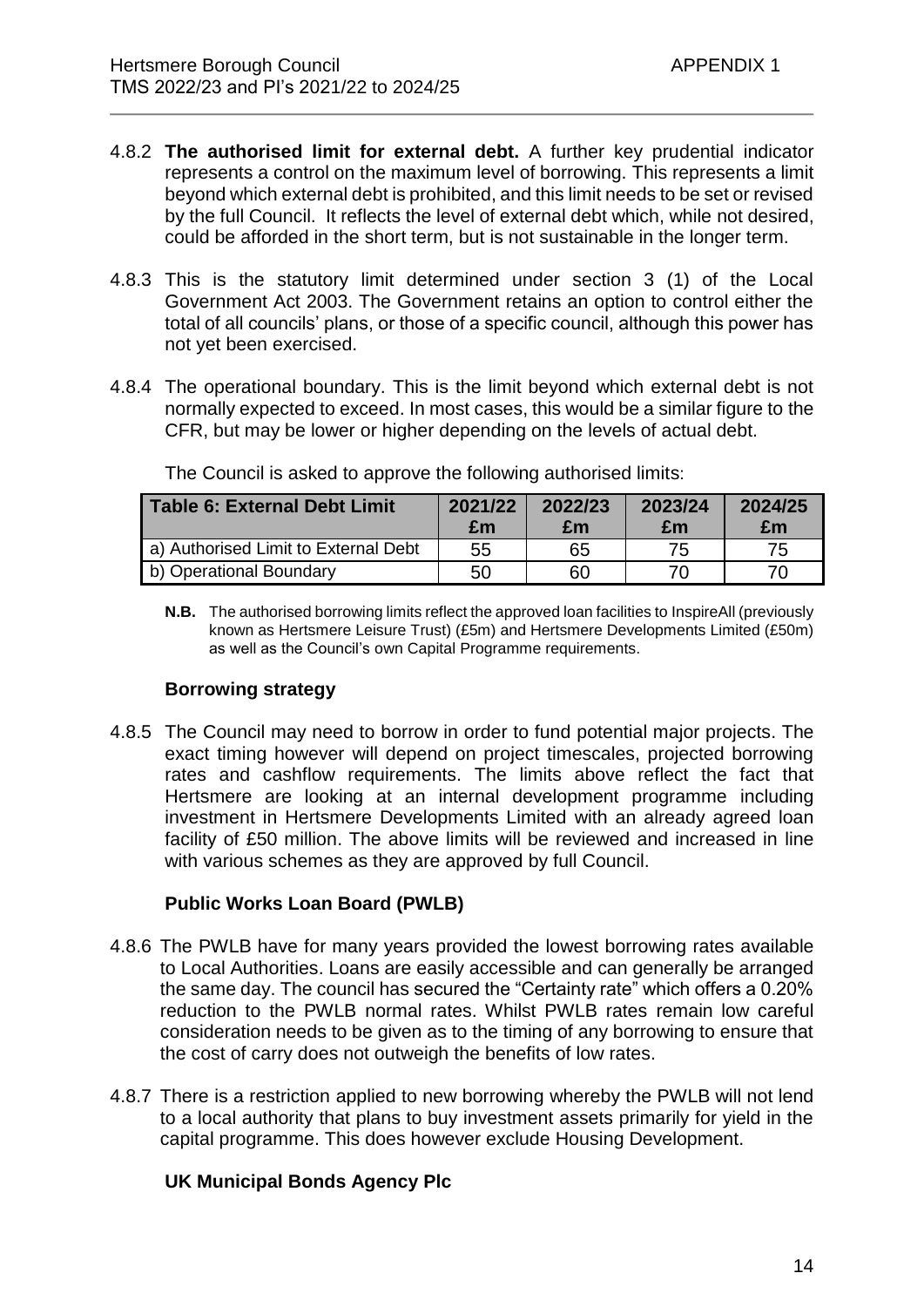4.8.2 **The authorised limit for external debt.** A further key prudential indicator represents a control on the maximum level of borrowing. This represents a limit beyond which external debt is prohibited, and this limit needs to be set or revised by the full Council. It reflects the level of external debt which, while not desired, could be afforded in the short term, but is not sustainable in the longer term.

4.8.3 This is the statutory limit determined under section 3 (1) of the Local Government Act 2003. The Government retains an option to control either the total of all councils' plans, or those of a specific council, although this power has not yet been exercised.

4.8.4 The operational boundary. This is the limit beyond which external debt is not normally expected to exceed. In most cases, this would be a similar figure to the CFR, but may be lower or higher depending on the levels of actual debt.

The Council is asked to approve the following authorised limits:

| Table 6: External Debt Limit | 2021/22 £m | 2022/23 £m | 2023/24 £m | 2024/25 £m |
|---|---|---|---|---|
| a) Authorised Limit to External Debt | 55 | 65 | 75 | 75 |
| b) Operational Boundary | 50 | 60 | 70 | 70 |

**N.B.** The authorised borrowing limits reflect the approved loan facilities to InspireAll (previously known as Hertsmere Leisure Trust) (£5m) and Hertsmere Developments Limited (£50m) as well as the Council's own Capital Programme requirements.

### Borrowing strategy

4.8.5 The Council may need to borrow in order to fund potential major projects. The exact timing however will depend on project timescales, projected borrowing rates and cashflow requirements. The limits above reflect the fact that Hertsmere are looking at an internal development programme including investment in Hertsmere Developments Limited with an already agreed loan facility of £50 million. The above limits will be reviewed and increased in line with various schemes as they are approved by full Council.

### Public Works Loan Board (PWLB)

4.8.6 The PWLB have for many years provided the lowest borrowing rates available to Local Authorities. Loans are easily accessible and can generally be arranged the same day. The council has secured the "Certainty rate" which offers a 0.20% reduction to the PWLB normal rates. Whilst PWLB rates remain low careful consideration needs to be given as to the timing of any borrowing to ensure that the cost of carry does not outweigh the benefits of low rates.

4.8.7 There is a restriction applied to new borrowing whereby the PWLB will not lend to a local authority that plans to buy investment assets primarily for yield in the capital programme. This does however exclude Housing Development.

### UK Municipal Bonds Agency Plc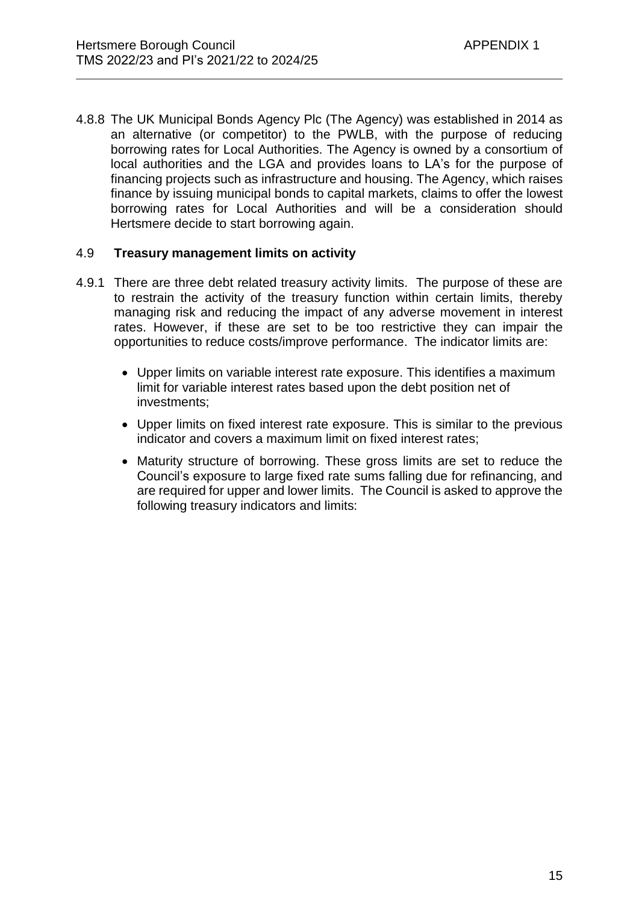4.8.8 The UK Municipal Bonds Agency Plc (The Agency) was established in 2014 as an alternative (or competitor) to the PWLB, with the purpose of reducing borrowing rates for Local Authorities. The Agency is owned by a consortium of local authorities and the LGA and provides loans to LA's for the purpose of financing projects such as infrastructure and housing. The Agency, which raises finance by issuing municipal bonds to capital markets, claims to offer the lowest borrowing rates for Local Authorities and will be a consideration should Hertsmere decide to start borrowing again.

### 4.9 **Treasury management limits on activity**

4.9.1 There are three debt related treasury activity limits. The purpose of these are to restrain the activity of the treasury function within certain limits, thereby managing risk and reducing the impact of any adverse movement in interest rates. However, if these are set to be too restrictive they can impair the opportunities to reduce costs/improve performance. The indicator limits are:

- Upper limits on variable interest rate exposure. This identifies a maximum limit for variable interest rates based upon the debt position net of investments;
- Upper limits on fixed interest rate exposure. This is similar to the previous indicator and covers a maximum limit on fixed interest rates;
- Maturity structure of borrowing. These gross limits are set to reduce the Council's exposure to large fixed rate sums falling due for refinancing, and are required for upper and lower limits. The Council is asked to approve the following treasury indicators and limits: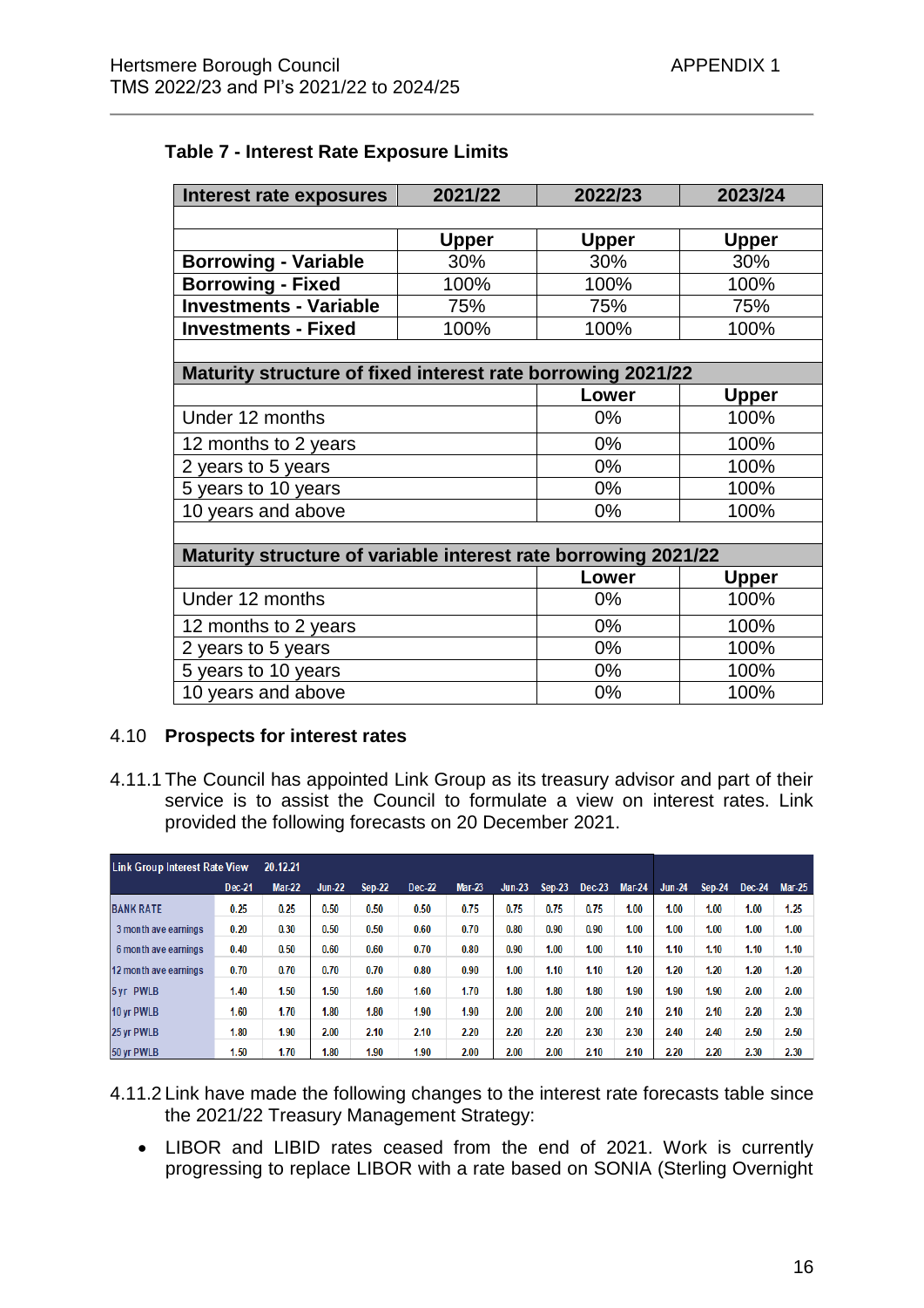### Table 7 - Interest Rate Exposure Limits

| Interest rate exposures | 2021/22 | 2022/23 | 2023/24 |
|---|---|---|---|
| | | | |
| | Upper | Upper | Upper |
| **Borrowing - Variable** | 30% | 30% | 30% |
| **Borrowing - Fixed** | 100% | 100% | 100% |
| **Investments - Variable** | 75% | 75% | 75% |
| **Investments - Fixed** | 100% | 100% | 100% |
| | | | |
| **Maturity structure of fixed interest rate borrowing 2021/22** | | | |
| | | Lower | Upper |
| Under 12 months | | 0% | 100% |
| 12 months to 2 years | | 0% | 100% |
| 2 years to 5 years | | 0% | 100% |
| 5 years to 10 years | | 0% | 100% |
| 10 years and above | | 0% | 100% |
| | | | |
| **Maturity structure of variable interest rate borrowing 2021/22** | | | |
| | | Lower | Upper |
| Under 12 month | | 0% | 100% |
| 12 months to 2 years | | 0% | 100% |
| 2 years to 5 years | | 0% | 100% |
| 5 years to 10 years | | 0% | 100% |
| 10 years and above | | 0% | 100% |

4.10 **Prospects for interest rates**

4.11.1 The Council has appointed Link Group as its treasury advisor and part of their service is to assist the Council to formulate a view on interest rates. Link provided the following forecasts on 20 December 2021.

| Link Group Interest Rate View 20.12.21 | Dec-21 | Mar-22 | Jun-22 | Sep-22 | Dec-22 | Mar-23 | Jun-23 | Sep-23 | Dec-23 | Mar-24 | Jun-24 | Sep-24 | Dec-24 | Mar-25 |
|---|---|---|---|---|---|---|---|---|---|---|---|---|---|---|
| BANK RATE | 0.25 | 0.25 | 0.50 | 0.50 | 0.50 | 0.75 | 0.75 | 0.75 | 0.75 | 1.00 | 1.00 | 1.00 | 1.00 | 1.25 |
| 3 month ave earnings | 0.20 | 0.30 | 0.50 | 0.50 | 0.60 | 0.70 | 0.80 | 0.90 | 0.90 | 1.00 | 1.00 | 1.00 | 1.00 | 1.00 |
| 6 month ave earnings | 0.40 | 0.50 | 0.60 | 0.60 | 0.70 | 0.80 | 0.90 | 1.00 | 1.00 | 1.10 | 1.10 | 1.10 | 1.10 | 1.10 |
| 12 month ave earnings | 0.70 | 0.70 | 0.70 | 0.70 | 0.80 | 0.90 | 1.00 | 1.10 | 1.10 | 1.20 | 1.20 | 1.20 | 1.20 | 1.20 |
| 5 yr PWLB | 1.40 | 1.50 | 1.50 | 1.60 | 1.60 | 1.70 | 1.80 | 1.80 | 1.80 | 1.90 | 1.90 | 1.90 | 2.00 | 2.00 |
| 10 yr PWLB | 1.60 | 1.70 | 1.80 | 1.80 | 1.90 | 1.90 | 2.00 | 2.00 | 2.00 | 2.10 | 2.10 | 2.10 | 2.20 | 2.30 |
| 25 yr PWLB | 1.80 | 1.90 | 2.00 | 2.10 | 2.10 | 2.20 | 2.20 | 2.20 | 2.30 | 2.30 | 2.40 | 2.40 | 2.50 | 2.50 |
| 50 yr PWLB | 1.50 | 1.70 | 1.80 | 1.90 | 1.90 | 2.00 | 2.00 | 2.00 | 2.10 | 2.10 | 2.20 | 2.20 | 2.30 | 2.30 |

4.11.2 Link have made the following changes to the interest rate forecasts table since the 2021/22 Treasury Management Strategy:

- LIBOR and LIBID rates ceased from the end of 2021. Work is currently progressing to replace LIBOR with a rate based on SONIA (Sterling Overnight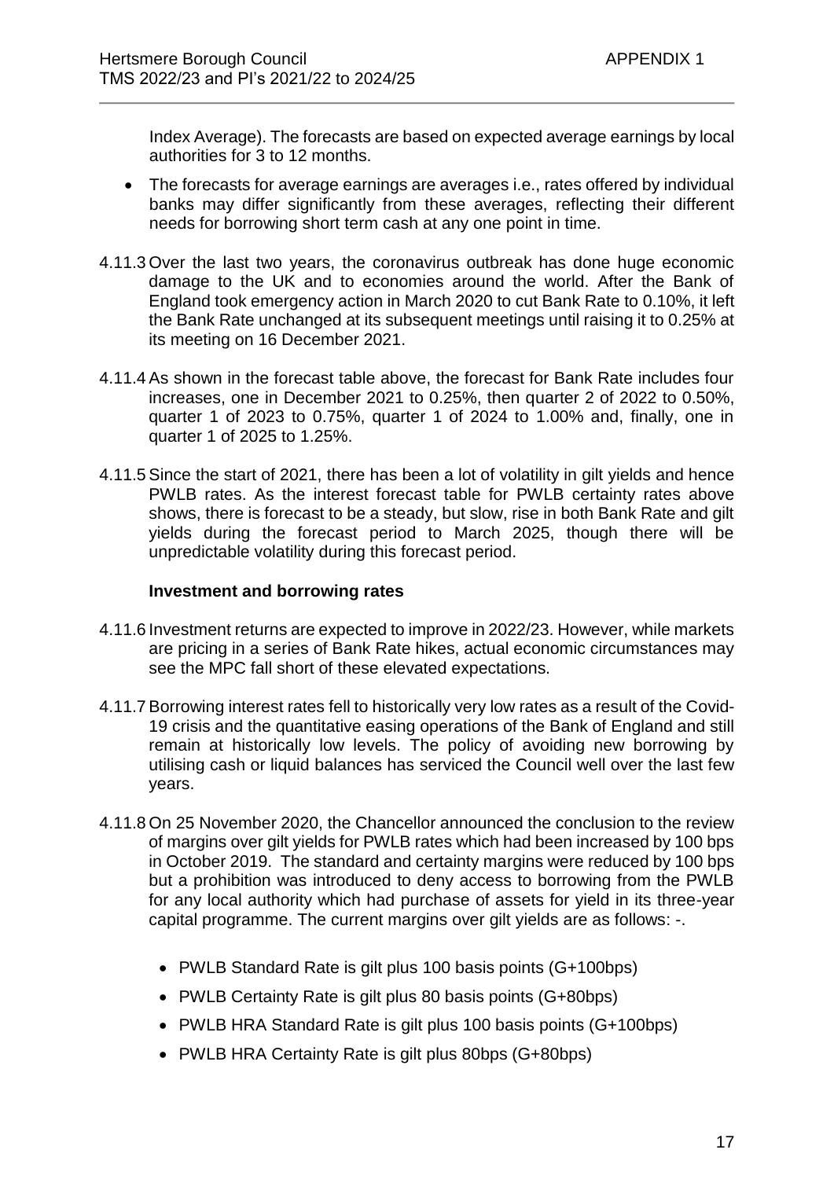Index Average). The forecasts are based on expected average earnings by local authorities for 3 to 12 months.

- The forecasts for average earnings are averages i.e., rates offered by individual banks may differ significantly from these averages, reflecting their different needs for borrowing short term cash at any one point in time.

4.11.3 Over the last two years, the coronavirus outbreak has done huge economic damage to the UK and to economies around the world. After the Bank of England took emergency action in March 2020 to cut Bank Rate to 0.10%, it left the Bank Rate unchanged at its subsequent meetings until raising it to 0.25% at its meeting on 16 December 2021.

4.11.4 As shown in the forecast table above, the forecast for Bank Rate includes four increases, one in December 2021 to 0.25%, then quarter 2 of 2022 to 0.50%, quarter 1 of 2023 to 0.75%, quarter 1 of 2024 to 1.00% and, finally, one in quarter 1 of 2025 to 1.25%.

4.11.5 Since the start of 2021, there has been a lot of volatility in gilt yields and hence PWLB rates. As the interest forecast table for PWLB certainty rates above shows, there is forecast to be a steady, but slow, rise in both Bank Rate and gilt yields during the forecast period to March 2025, though there will be unpredictable volatility during this forecast period.

**Investment and borrowing rates**

4.11.6 Investment returns are expected to improve in 2022/23. However, while markets are pricing in a series of Bank Rate hikes, actual economic circumstances may see the MPC fall short of these elevated expectations.

4.11.7 Borrowing interest rates fell to historically very low rates as a result of the Covid-19 crisis and the quantitative easing operations of the Bank of England and still remain at historically low levels. The policy of avoiding new borrowing by utilising cash or liquid balances has serviced the Council well over the last few years.

4.11.8 On 25 November 2020, the Chancellor announced the conclusion to the review of margins over gilt yields for PWLB rates which had been increased by 100 bps in October 2019. The standard and certainty margins were reduced by 100 bps but a prohibition was introduced to deny access to borrowing from the PWLB for any local authority which had purchase of assets for yield in its three-year capital programme. The current margins over gilt yields are as follows: -.

- PWLB Standard Rate is gilt plus 100 basis points (G+100bps)
- PWLB Certainty Rate is gilt plus 80 basis points (G+80bps)
- PWLB HRA Standard Rate is gilt plus 100 basis points (G+100bps)
- PWLB HRA Certainty Rate is gilt plus 80bps (G+80bps)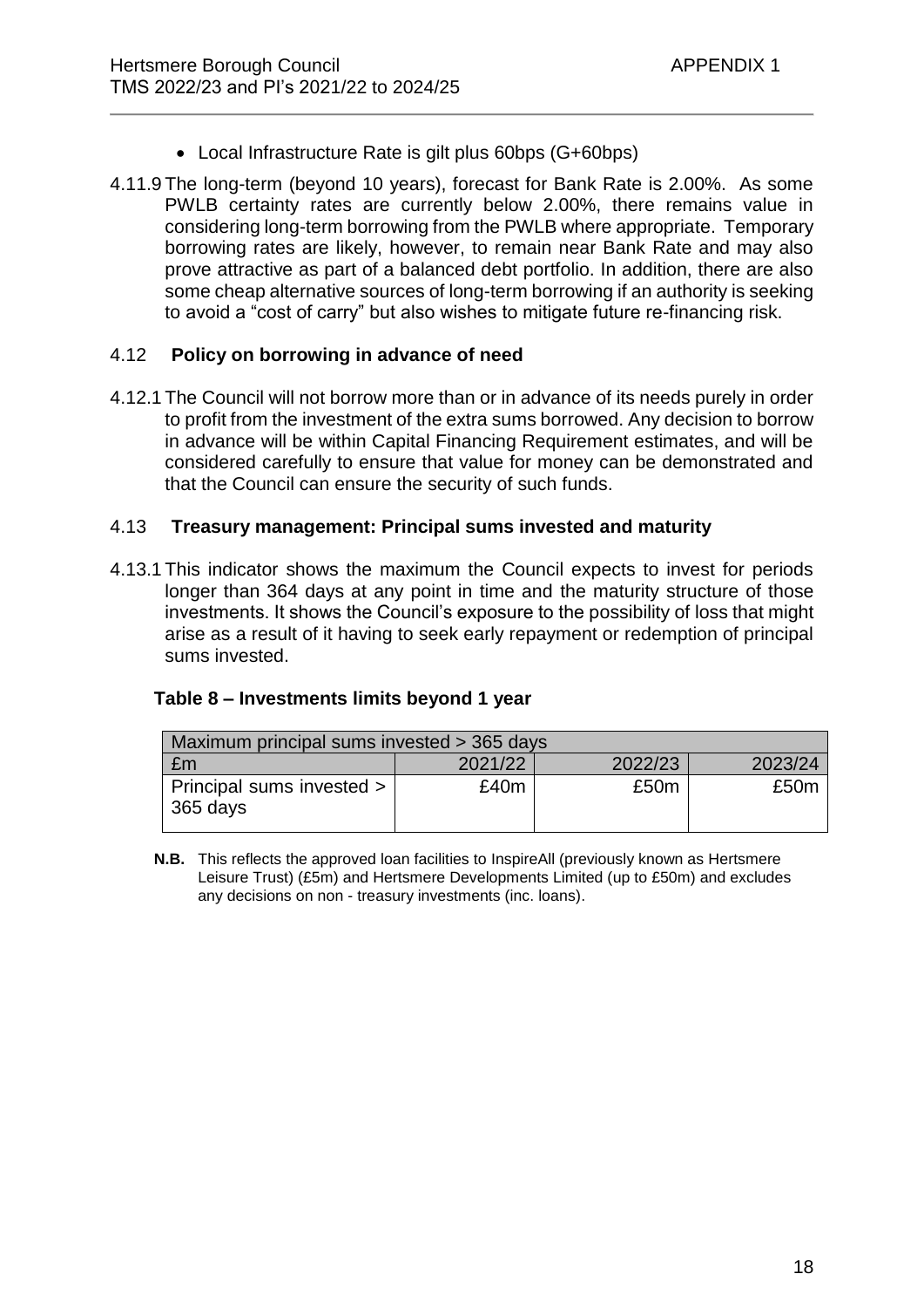- Local Infrastructure Rate is gilt plus 60bps (G+60bps)

4.11.9 The long-term (beyond 10 years), forecast for Bank Rate is 2.00%. As some PWLB certainty rates are currently below 2.00%, there remains value in considering long-term borrowing from the PWLB where appropriate. Temporary borrowing rates are likely, however, to remain near Bank Rate and may also prove attractive as part of a balanced debt portfolio. In addition, there are also some cheap alternative sources of long-term borrowing if an authority is seeking to avoid a "cost of carry" but also wishes to mitigate future re-financing risk.

### 4.12 Policy on borrowing in advance of need

4.12.1 The Council will not borrow more than or in advance of its needs purely in order to profit from the investment of the extra sums borrowed. Any decision to borrow in advance will be within Capital Financing Requirement estimates, and will be considered carefully to ensure that value for money can be demonstrated and that the Council can ensure the security of such funds.

### 4.13 Treasury management: Principal sums invested and maturity

4.13.1 This indicator shows the maximum the Council expects to invest for periods longer than 364 days at any point in time and the maturity structure of those investments. It shows the Council's exposure to the possibility of loss that might arise as a result of it having to seek early repayment or redemption of principal sums invested.

**Table 8 – Investments limits beyond 1 year**

| Maximum principal sums invested > 365 days | | | |
|---|---|---|---|
| £m | 2021/22 | 2022/23 | 2023/24 |
| Principal sums invested > 365 days | £40m | £50m | £50m |

**N.B.** This reflects the approved loan facilities to InspireAll (previously known as Hertsmere Leisure Trust) (£5m) and Hertsmere Developments Limited (up to £50m) and excludes any decisions on non - treasury investments (inc. loans).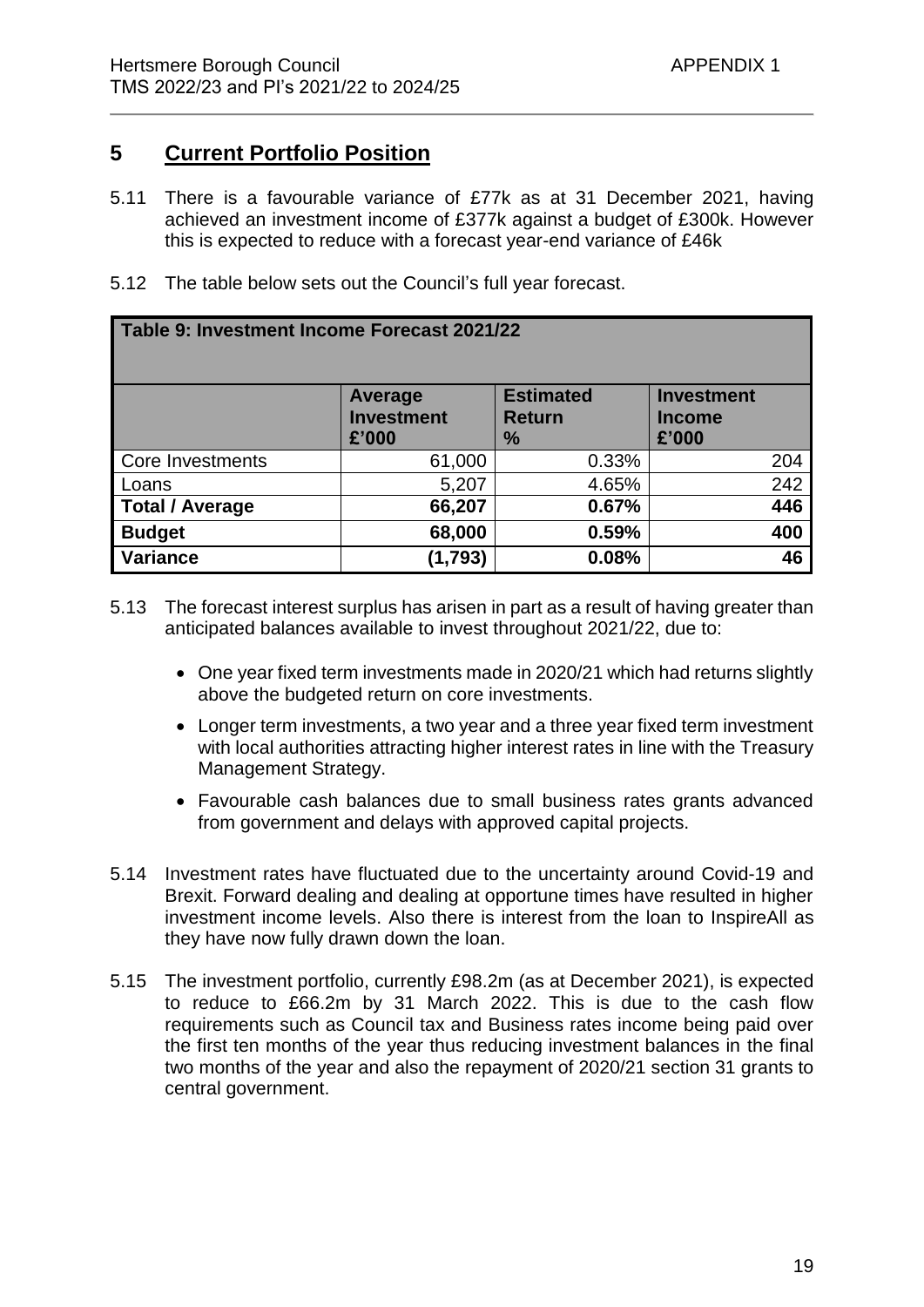## 5 Current Portfolio Position

5.11 There is a favourable variance of £77k as at 31 December 2021, having achieved an investment income of £377k against a budget of £300k. However this is expected to reduce with a forecast year-end variance of £46k

5.12 The table below sets out the Council's full year forecast.

| Table 9: Investment Income Forecast 2021/22 | | | |
|---|---|---|---|
| | **Average Investment £'000** | **Estimated Return %** | **Investment Income £'000** |
| Core Investments | 61,000 | 0.33% | 204 |
| Loans | 5,207 | 4.65% | 242 |
| **Total / Average** | **66,207** | **0.67%** | **446** |
| **Budget** | **68,000** | **0.59%** | **400** |
| **Variance** | **(1,793)** | **0.08%** | **46** |

5.13 The forecast interest surplus has arisen in part as a result of having greater than anticipated balances available to invest throughout 2021/22, due to:

- One year fixed term investments made in 2020/21 which had returns slightly above the budgeted return on core investments.
- Longer term investments, a two year and a three year fixed term investment with local authorities attracting higher interest rates in line with the Treasury Management Strategy.
- Favourable cash balances due to small business rates grants advanced from government and delays with approved capital projects.

5.14 Investment rates have fluctuated due to the uncertainty around Covid-19 and Brexit. Forward dealing and dealing at opportune times have resulted in higher investment income levels. Also there is interest from the loan to InspireAll as they have now fully drawn down the loan.

5.15 The investment portfolio, currently £98.2m (as at December 2021), is expected to reduce to £66.2m by 31 March 2022. This is due to the cash flow requirements such as Council tax and Business rates income being paid over the first ten months of the year thus reducing investment balances in the final two months of the year and also the repayment of 2020/21 section 31 grants to central government.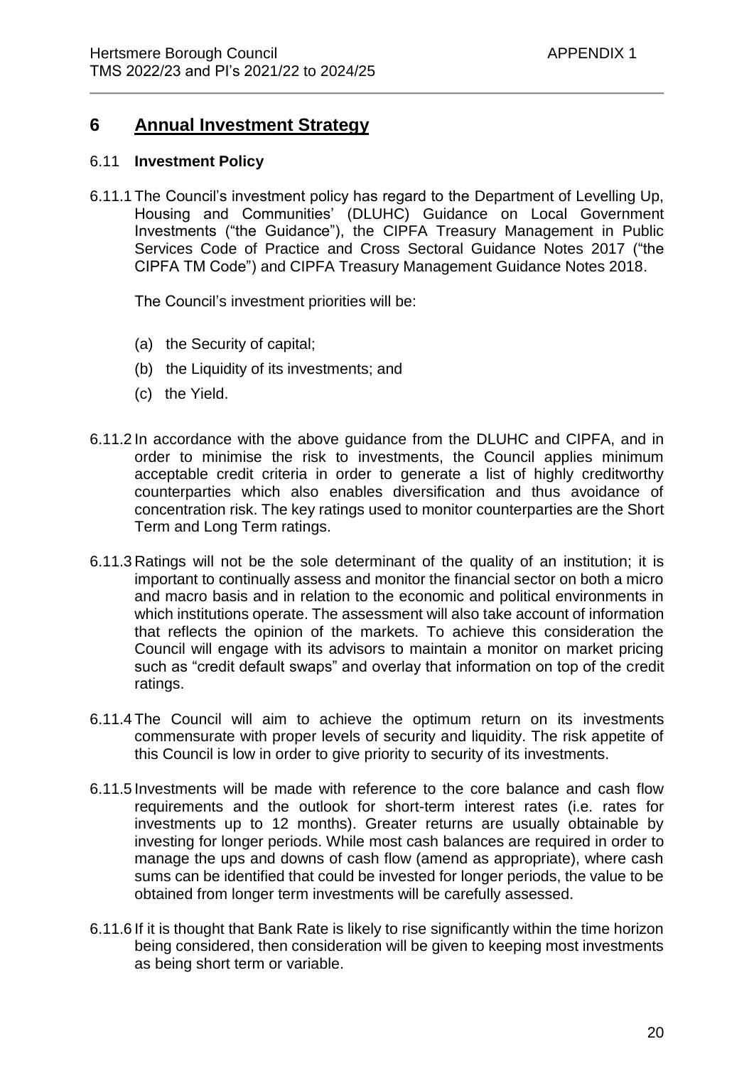# 6 Annual Investment Strategy

### 6.11 **Investment Policy**

6.11.1 The Council's investment policy has regard to the Department of Levelling Up, Housing and Communities' (DLUHC) Guidance on Local Government Investments ("the Guidance"), the CIPFA Treasury Management in Public Services Code of Practice and Cross Sectoral Guidance Notes 2017 ("the CIPFA TM Code") and CIPFA Treasury Management Guidance Notes 2018.

The Council's investment priorities will be:

- (a) the Security of capital;
- (b) the Liquidity of its investments; and
- (c) the Yield.

6.11.2 In accordance with the above guidance from the DLUHC and CIPFA, and in order to minimise the risk to investments, the Council applies minimum acceptable credit criteria in order to generate a list of highly creditworthy counterparties which also enables diversification and thus avoidance of concentration risk. The key ratings used to monitor counterparties are the Short Term and Long Term ratings.

6.11.3 Ratings will not be the sole determinant of the quality of an institution; it is important to continually assess and monitor the financial sector on both a micro and macro basis and in relation to the economic and political environments in which institutions operate. The assessment will also take account of information that reflects the opinion of the markets. To achieve this consideration the Council will engage with its advisors to maintain a monitor on market pricing such as "credit default swaps" and overlay that information on top of the credit ratings.

6.11.4 The Council will aim to achieve the optimum return on its investments commensurate with proper levels of security and liquidity. The risk appetite of this Council is low in order to give priority to security of its investments.

6.11.5 Investments will be made with reference to the core balance and cash flow requirements and the outlook for short-term interest rates (i.e. rates for investments up to 12 months). Greater returns are usually obtainable by investing for longer periods. While most cash balances are required in order to manage the ups and downs of cash flow (amend as appropriate), where cash sums can be identified that could be invested for longer periods, the value to be obtained from longer term investments will be carefully assessed.

6.11.6 If it is thought that Bank Rate is likely to rise significantly within the time horizon being considered, then consideration will be given to keeping most investments as being short term or variable.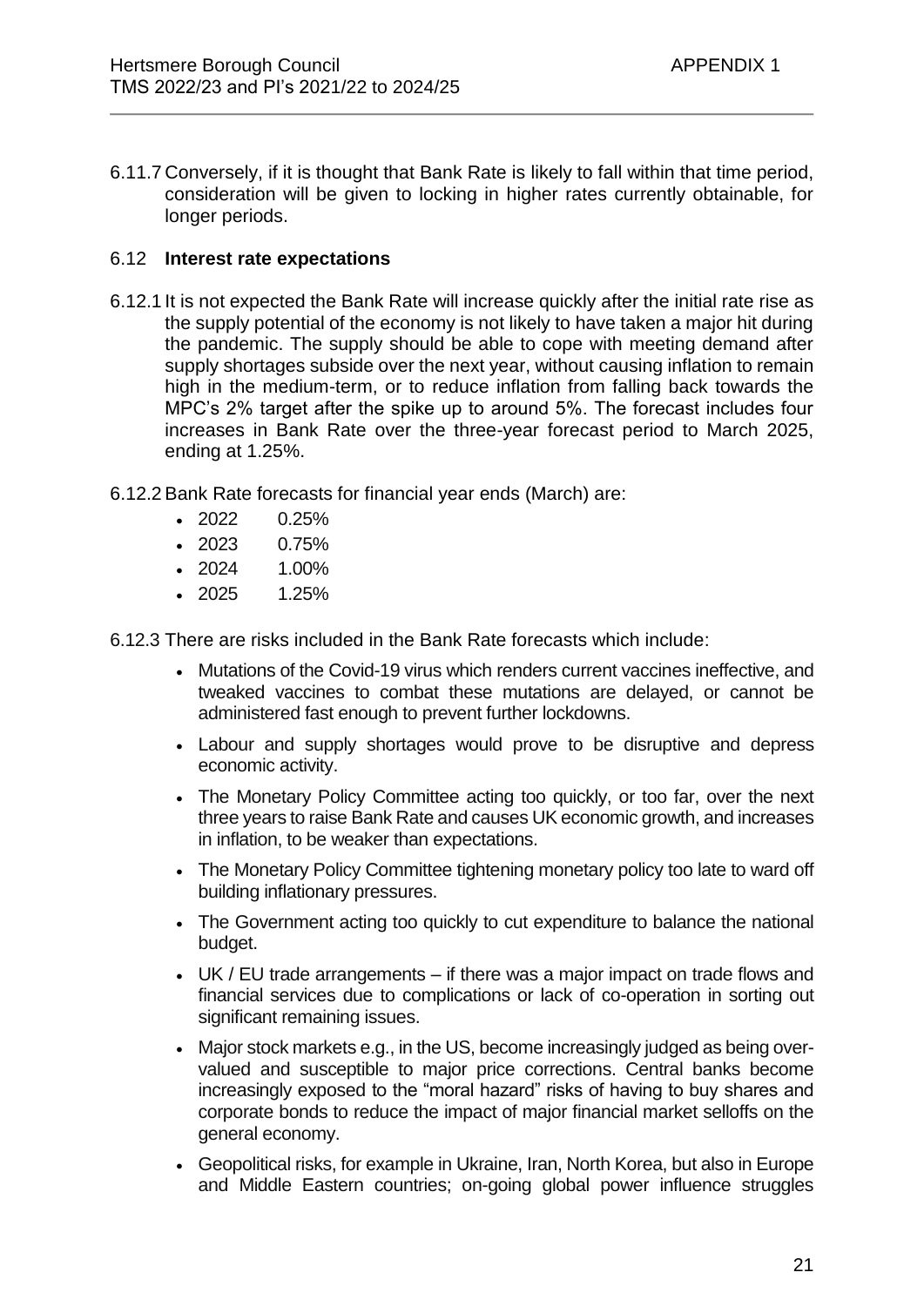6.11.7 Conversely, if it is thought that Bank Rate is likely to fall within that time period, consideration will be given to locking in higher rates currently obtainable, for longer periods.

### 6.12 **Interest rate expectations**

6.12.1 It is not expected the Bank Rate will increase quickly after the initial rate rise as the supply potential of the economy is not likely to have taken a major hit during the pandemic. The supply should be able to cope with meeting demand after supply shortages subside over the next year, without causing inflation to remain high in the medium-term, or to reduce inflation from falling back towards the MPC's 2% target after the spike up to around 5%. The forecast includes four increases in Bank Rate over the three-year forecast period to March 2025, ending at 1.25%.

6.12.2 Bank Rate forecasts for financial year ends (March) are:

- 2022 0.25%
- 2023 0.75%
- 2024 1.00%
- 2025 1.25%

6.12.3 There are risks included in the Bank Rate forecasts which include:

- Mutations of the Covid-19 virus which renders current vaccines ineffective, and tweaked vaccines to combat these mutations are delayed, or cannot be administered fast enough to prevent further lockdowns.
- Labour and supply shortages would prove to be disruptive and depress economic activity.
- The Monetary Policy Committee acting too quickly, or too far, over the next three years to raise Bank Rate and causes UK economic growth, and increases in inflation, to be weaker than expectations.
- The Monetary Policy Committee tightening monetary policy too late to ward off building inflationary pressures.
- The Government acting too quickly to cut expenditure to balance the national budget.
- UK / EU trade arrangements – if there was a major impact on trade flows and financial services due to complications or lack of co-operation in sorting out significant remaining issues.
- Major stock markets e.g., in the US, become increasingly judged as being over-valued and susceptible to major price corrections. Central banks become increasingly exposed to the "moral hazard" risks of having to buy shares and corporate bonds to reduce the impact of major financial market selloffs on the general economy.
- Geopolitical risks, for example in Ukraine, Iran, North Korea, but also in Europe and Middle Eastern countries; on-going global power influence struggles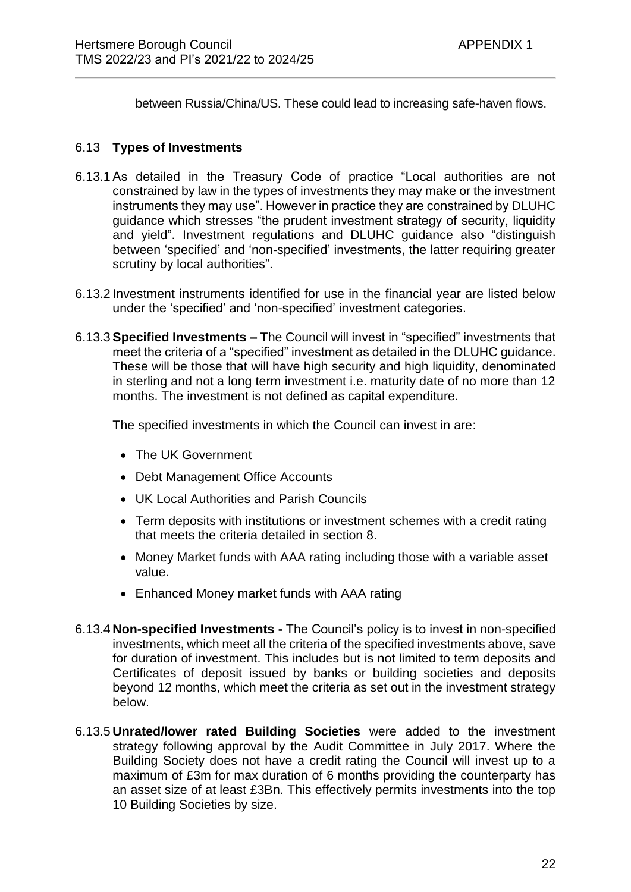between Russia/China/US. These could lead to increasing safe-haven flows.

## 6.13 Types of Investments

6.13.1 As detailed in the Treasury Code of practice "Local authorities are not constrained by law in the types of investments they may make or the investment instruments they may use". However in practice they are constrained by DLUHC guidance which stresses "the prudent investment strategy of security, liquidity and yield". Investment regulations and DLUHC guidance also "distinguish between 'specified' and 'non-specified' investments, the latter requiring greater scrutiny by local authorities".

6.13.2 Investment instruments identified for use in the financial year are listed below under the 'specified' and 'non-specified' investment categories.

6.13.3 **Specified Investments –** The Council will invest in "specified" investments that meet the criteria of a "specified" investment as detailed in the DLUHC guidance. These will be those that will have high security and high liquidity, denominated in sterling and not a long term investment i.e. maturity date of no more than 12 months. The investment is not defined as capital expenditure.

The specified investments in which the Council can invest in are:

- The UK Government
- Debt Management Office Accounts
- UK Local Authorities and Parish Councils
- Term deposits with institutions or investment schemes with a credit rating that meets the criteria detailed in section 8.
- Money Market funds with AAA rating including those with a variable asset value.
- Enhanced Money market funds with AAA rating

6.13.4 **Non-specified Investments -** The Council's policy is to invest in non-specified investments, which meet all the criteria of the specified investments above, save for duration of investment. This includes but is not limited to term deposits and Certificates of deposit issued by banks or building societies and deposits beyond 12 months, which meet the criteria as set out in the investment strategy below.

6.13.5 **Unrated/lower rated Building Societies** were added to the investment strategy following approval by the Audit Committee in July 2017. Where the Building Society does not have a credit rating the Council will invest up to a maximum of £3m for max duration of 6 months providing the counterparty has an asset size of at least £3Bn. This effectively permits investments into the top 10 Building Societies by size.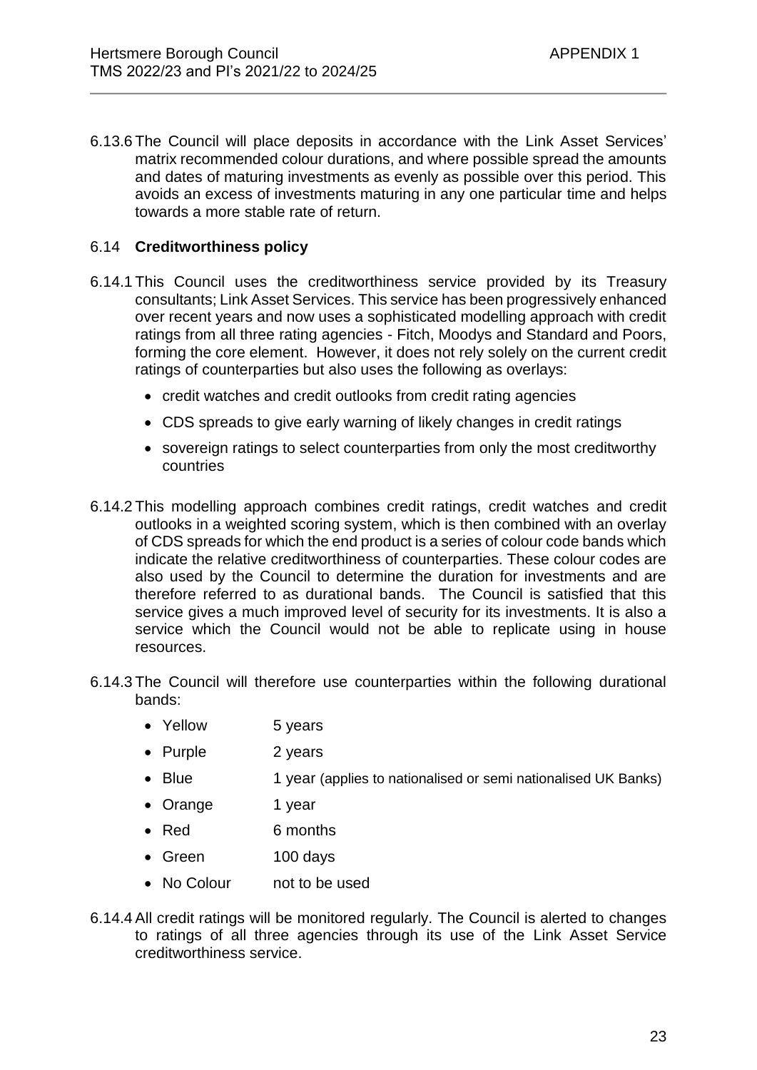6.13.6 The Council will place deposits in accordance with the Link Asset Services' matrix recommended colour durations, and where possible spread the amounts and dates of maturing investments as evenly as possible over this period. This avoids an excess of investments maturing in any one particular time and helps towards a more stable rate of return.

### 6.14 **Creditworthiness policy**

6.14.1 This Council uses the creditworthiness service provided by its Treasury consultants; Link Asset Services. This service has been progressively enhanced over recent years and now uses a sophisticated modelling approach with credit ratings from all three rating agencies - Fitch, Moodys and Standard and Poors, forming the core element. However, it does not rely solely on the current credit ratings of counterparties but also uses the following as overlays:

- credit watches and credit outlooks from credit rating agencies
- CDS spreads to give early warning of likely changes in credit ratings
- sovereign ratings to select counterparties from only the most creditworthy countries

6.14.2 This modelling approach combines credit ratings, credit watches and credit outlooks in a weighted scoring system, which is then combined with an overlay of CDS spreads for which the end product is a series of colour code bands which indicate the relative creditworthiness of counterparties. These colour codes are also used by the Council to determine the duration for investments and are therefore referred to as durational bands. The Council is satisfied that this service gives a much improved level of security for its investments. It is also a service which the Council would not be able to replicate using in house resources.

6.14.3 The Council will therefore use counterparties within the following durational bands:

- Yellow 5 years
- Purple 2 years
- Blue 1 year (applies to nationalised or semi nationalised UK Banks)
- Orange 1 year
- Red 6 months
- Green 100 days
- No Colour not to be used

6.14.4 All credit ratings will be monitored regularly. The Council is alerted to changes to ratings of all three agencies through its use of the Link Asset Service creditworthiness service.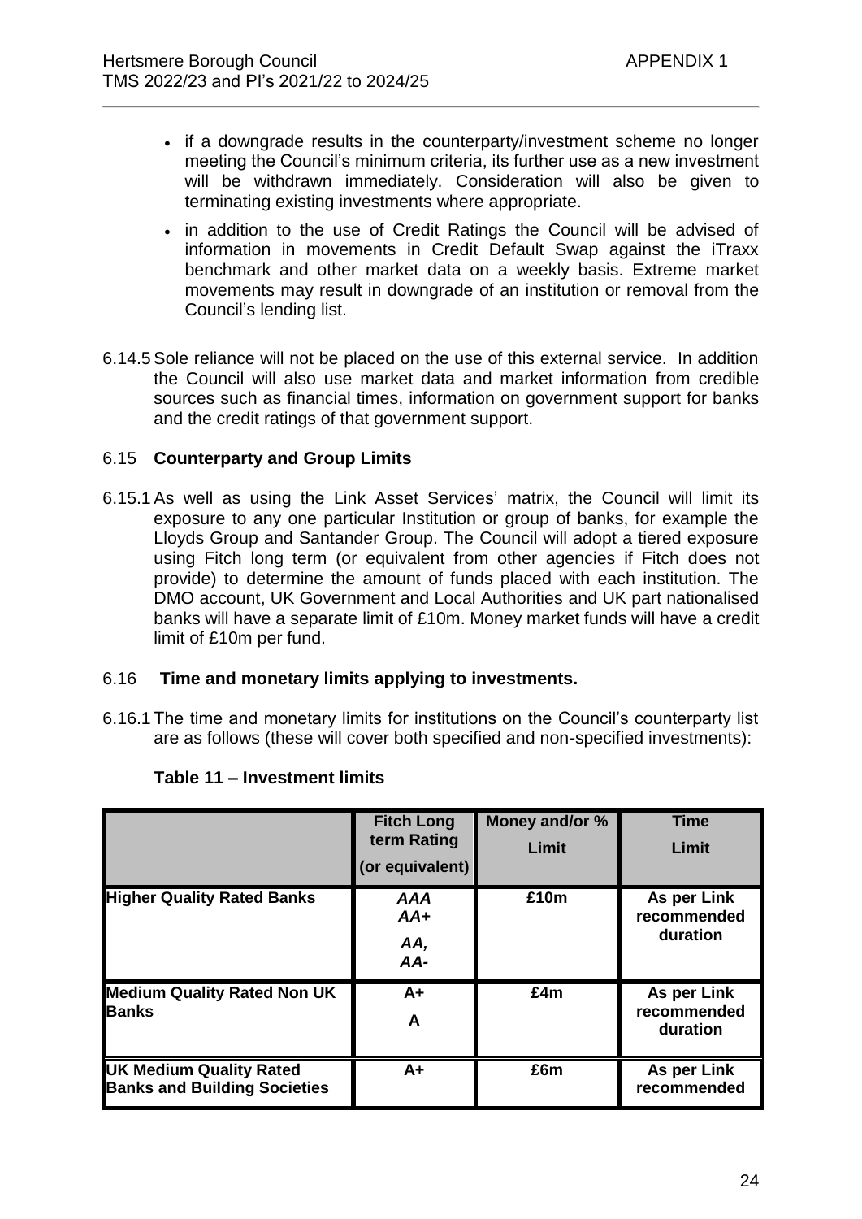- if a downgrade results in the counterparty/investment scheme no longer meeting the Council's minimum criteria, its further use as a new investment will be withdrawn immediately. Consideration will also be given to terminating existing investments where appropriate.
- in addition to the use of Credit Ratings the Council will be advised of information in movements in Credit Default Swap against the iTraxx benchmark and other market data on a weekly basis. Extreme market movements may result in downgrade of an institution or removal from the Council's lending list.

6.14.5 Sole reliance will not be placed on the use of this external service. In addition the Council will also use market data and market information from credible sources such as financial times, information on government support for banks and the credit ratings of that government support.

## 6.15 Counterparty and Group Limits

6.15.1 As well as using the Link Asset Services' matrix, the Council will limit its exposure to any one particular Institution or group of banks, for example the Lloyds Group and Santander Group. The Council will adopt a tiered exposure using Fitch long term (or equivalent from other agencies if Fitch does not provide) to determine the amount of funds placed with each institution. The DMO account, UK Government and Local Authorities and UK part nationalised banks will have a separate limit of £10m. Money market funds will have a credit limit of £10m per fund.

## 6.16 Time and monetary limits applying to investments.

6.16.1 The time and monetary limits for institutions on the Council's counterparty list are as follows (these will cover both specified and non-specified investments):

**Table 11 – Investment limits**

| | Fitch Long term Rating (or equivalent) | Money and/or % Limit | Time Limit |
|---|---|---|---|
| **Higher Quality Rated Banks** | ***AAA AA+ AA, AA-*** | **£10m** | **As per Link recommended duration** |
| **Medium Quality Rated Non UK Banks** | **A+ A** | **£4m** | **As per Link recommended duration** |
| **UK Medium Quality Rated Banks and Building Societies** | **A+** | **£6m** | **As per Link recommended** |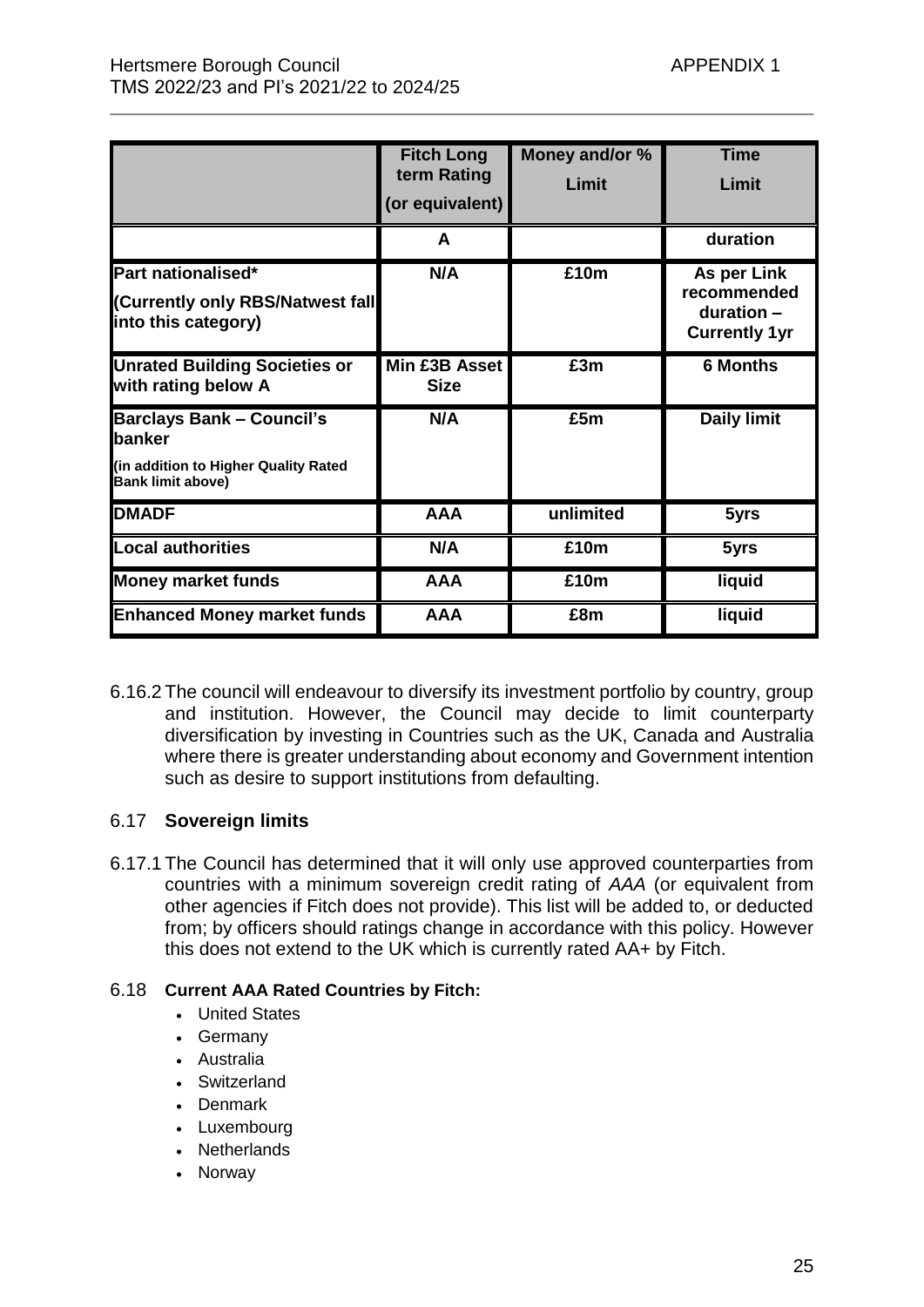| | Fitch Long term Rating (or equivalent) | Money and/or % Limit | Time Limit |
|---|---|---|---|
| | A | | duration |
| **Part nationalised*** (Currently only RBS/Natwest fall into this category) | N/A | £10m | As per Link recommended duration – Currently 1yr |
| **Unrated Building Societies or with rating below A** | Min £3B Asset Size | £3m | 6 Months |
| **Barclays Bank – Council's banker** (in addition to Higher Quality Rated Bank limit above) | N/A | £5m | Daily limit |
| **DMADF** | AAA | unlimited | 5yrs |
| **Local authorities** | N/A | £10m | 5yrs |
| **Money market funds** | AAA | £10m | liquid |
| **Enhanced Money market funds** | AAA | £8m | liquid |

6.16.2 The council will endeavour to diversify its investment portfolio by country, group and institution. However, the Council may decide to limit counterparty diversification by investing in Countries such as the UK, Canada and Australia where there is greater understanding about economy and Government intention such as desire to support institutions from defaulting.

## 6.17 Sovereign limits

6.17.1 The Council has determined that it will only use approved counterparties from countries with a minimum sovereign credit rating of *AAA* (or equivalent from other agencies if Fitch does not provide). This list will be added to, or deducted from; by officers should ratings change in accordance with this policy. However this does not extend to the UK which is currently rated AA+ by Fitch.

### 6.18 Current AAA Rated Countries by Fitch:

- United States
- Germany
- Australia
- Switzerland
- Denmark
- Luxembourg
- Netherlands
- Norway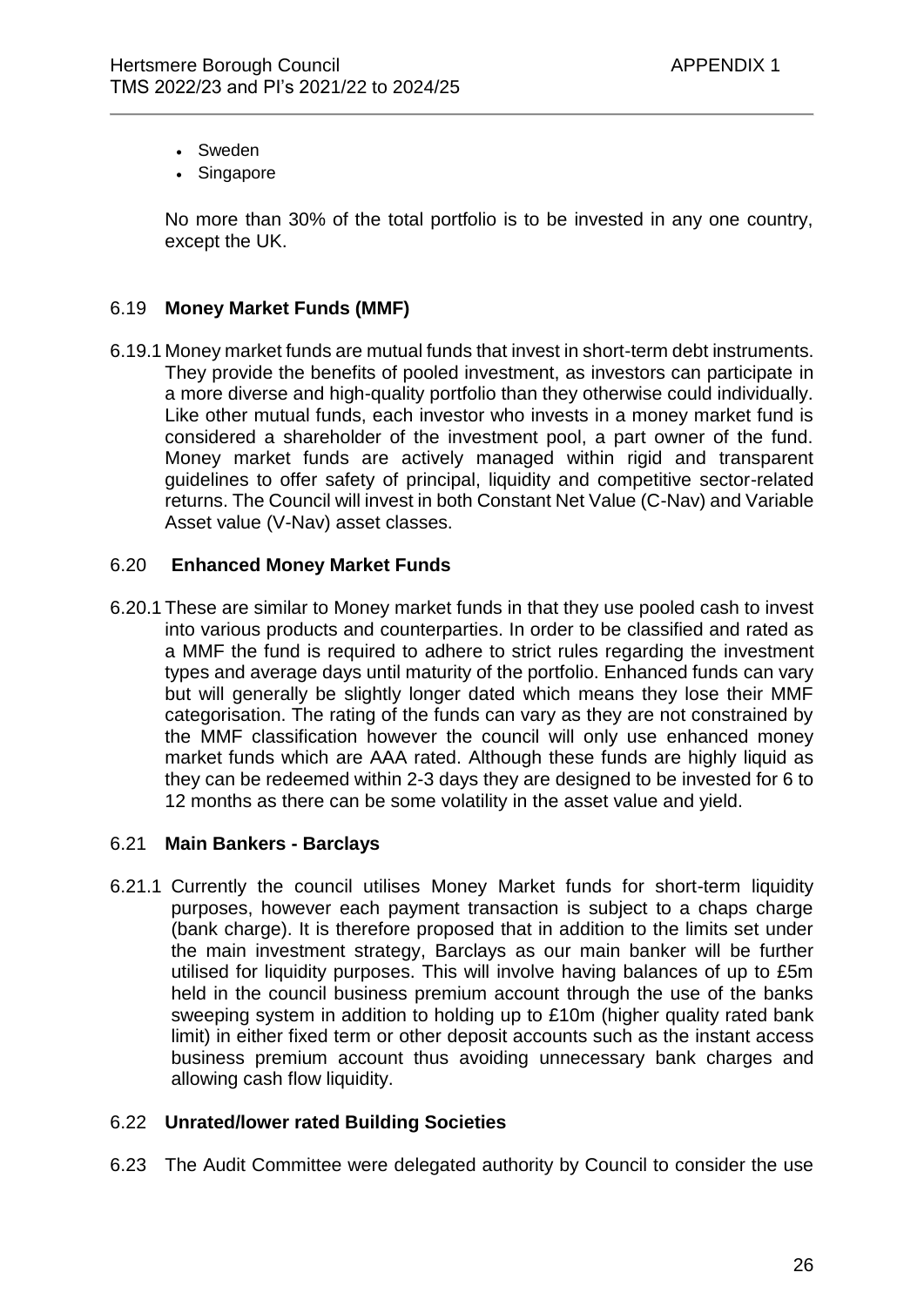- Sweden
- Singapore

No more than 30% of the total portfolio is to be invested in any one country, except the UK.

### 6.19 **Money Market Funds (MMF)**

6.19.1 Money market funds are mutual funds that invest in short-term debt instruments. They provide the benefits of pooled investment, as investors can participate in a more diverse and high-quality portfolio than they otherwise could individually. Like other mutual funds, each investor who invests in a money market fund is considered a shareholder of the investment pool, a part owner of the fund. Money market funds are actively managed within rigid and transparent guidelines to offer safety of principal, liquidity and competitive sector-related returns. The Council will invest in both Constant Net Value (C-Nav) and Variable Asset value (V-Nav) asset classes.

### 6.20 **Enhanced Money Market Funds**

6.20.1 These are similar to Money market funds in that they use pooled cash to invest into various products and counterparties. In order to be classified and rated as a MMF the fund is required to adhere to strict rules regarding the investment types and average days until maturity of the portfolio. Enhanced funds can vary but will generally be slightly longer dated which means they lose their MMF categorisation. The rating of the funds can vary as they are not constrained by the MMF classification however the council will only use enhanced money market funds which are AAA rated. Although these funds are highly liquid as they can be redeemed within 2-3 days they are designed to be invested for 6 to 12 months as there can be some volatility in the asset value and yield.

### 6.21 **Main Bankers - Barclays**

6.21.1 Currently the council utilises Money Market funds for short-term liquidity purposes, however each payment transaction is subject to a chaps charge (bank charge). It is therefore proposed that in addition to the limits set under the main investment strategy, Barclays as our main banker will be further utilised for liquidity purposes. This will involve having balances of up to £5m held in the council business premium account through the use of the banks sweeping system in addition to holding up to £10m (higher quality rated bank limit) in either fixed term or other deposit accounts such as the instant access business premium account thus avoiding unnecessary bank charges and allowing cash flow liquidity.

### 6.22 **Unrated/lower rated Building Societies**

6.23 The Audit Committee were delegated authority by Council to consider the use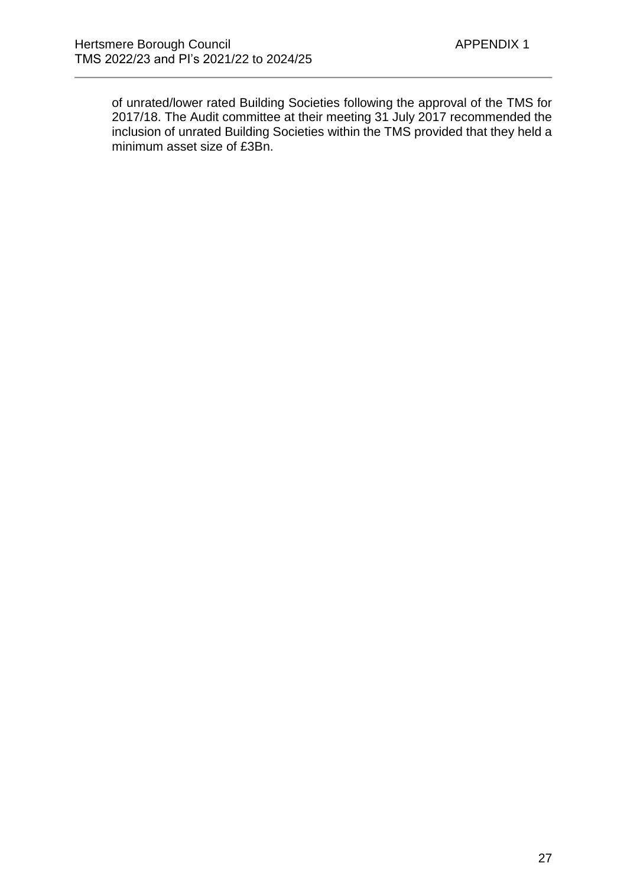of unrated/lower rated Building Societies following the approval of the TMS for 2017/18. The Audit committee at their meeting 31 July 2017 recommended the inclusion of unrated Building Societies within the TMS provided that they held a minimum asset size of £3Bn.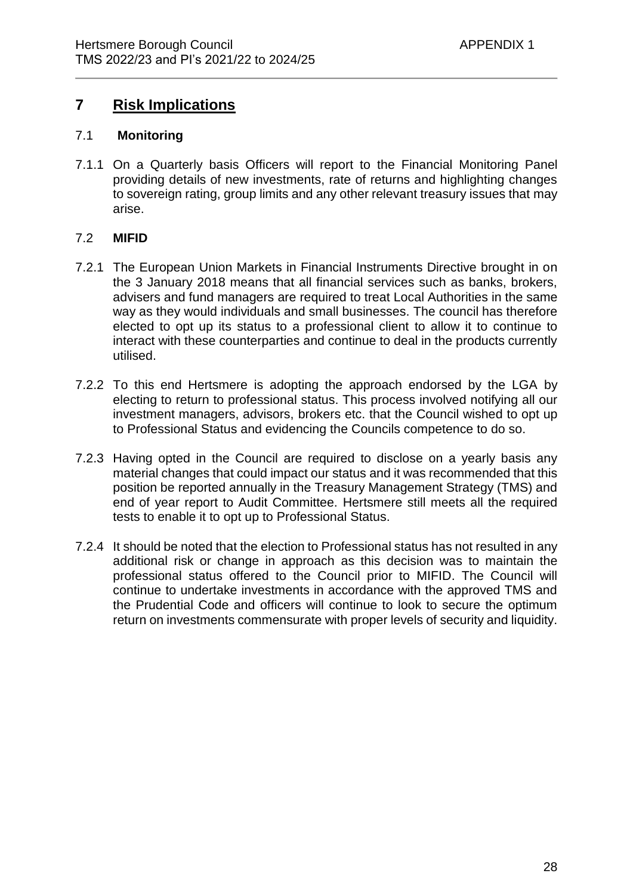## 7 Risk Implications

### 7.1 Monitoring

7.1.1 On a Quarterly basis Officers will report to the Financial Monitoring Panel providing details of new investments, rate of returns and highlighting changes to sovereign rating, group limits and any other relevant treasury issues that may arise.

### 7.2 MIFID

7.2.1 The European Union Markets in Financial Instruments Directive brought in on the 3 January 2018 means that all financial services such as banks, brokers, advisers and fund managers are required to treat Local Authorities in the same way as they would individuals and small businesses. The council has therefore elected to opt up its status to a professional client to allow it to continue to interact with these counterparties and continue to deal in the products currently utilised.

7.2.2 To this end Hertsmere is adopting the approach endorsed by the LGA by electing to return to professional status. This process involved notifying all our investment managers, advisors, brokers etc. that the Council wished to opt up to Professional Status and evidencing the Councils competence to do so.

7.2.3 Having opted in the Council are required to disclose on a yearly basis any material changes that could impact our status and it was recommended that this position be reported annually in the Treasury Management Strategy (TMS) and end of year report to Audit Committee. Hertsmere still meets all the required tests to enable it to opt up to Professional Status.

7.2.4 It should be noted that the election to Professional status has not resulted in any additional risk or change in approach as this decision was to maintain the professional status offered to the Council prior to MIFID. The Council will continue to undertake investments in accordance with the approved TMS and the Prudential Code and officers will continue to look to secure the optimum return on investments commensurate with proper levels of security and liquidity.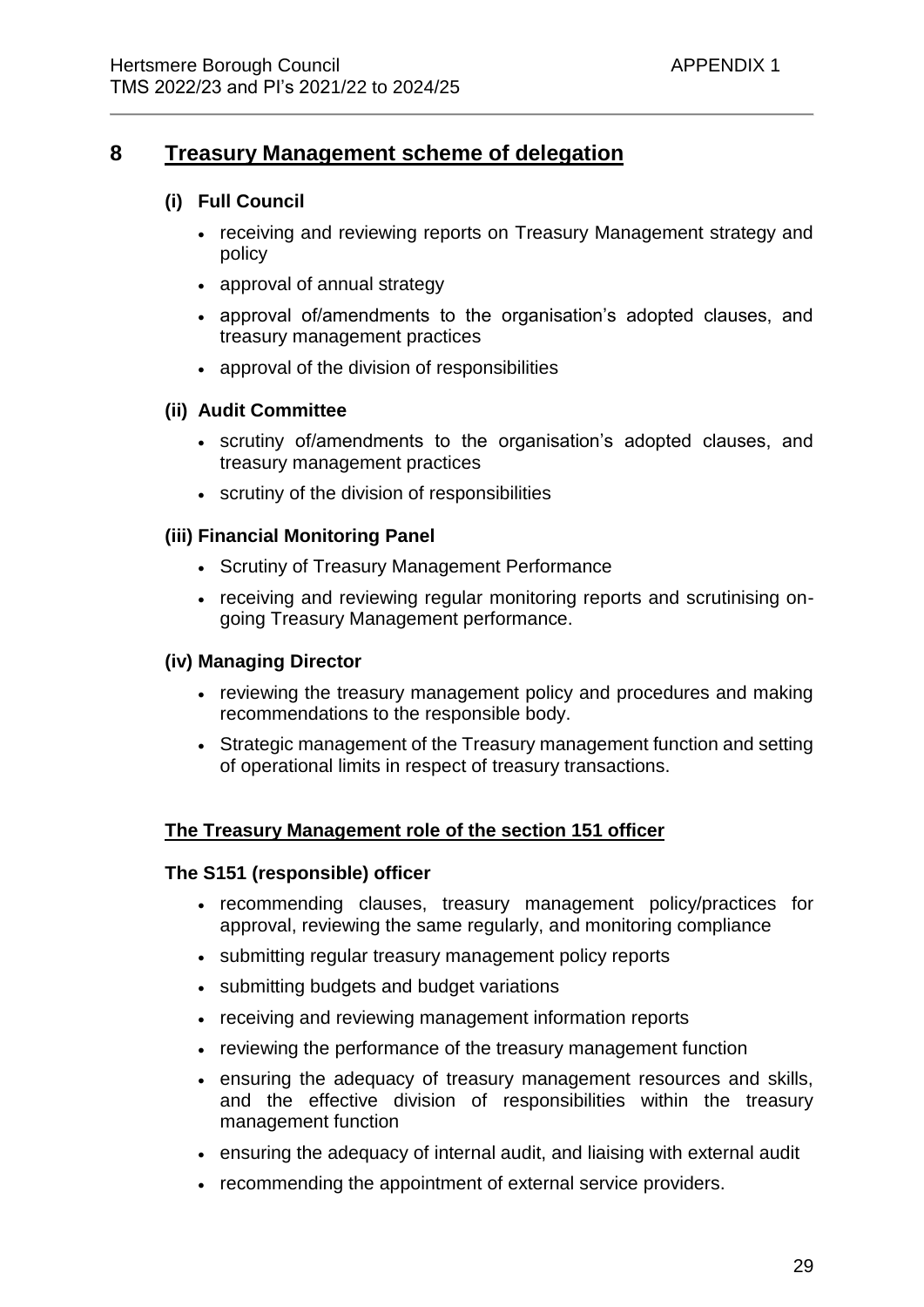## 8 Treasury Management scheme of delegation

### (i) Full Council

- receiving and reviewing reports on Treasury Management strategy and policy
- approval of annual strategy
- approval of/amendments to the organisation's adopted clauses, and treasury management practices
- approval of the division of responsibilities

### (ii) Audit Committee

- scrutiny of/amendments to the organisation's adopted clauses, and treasury management practices
- scrutiny of the division of responsibilities

### (iii) Financial Monitoring Panel

- Scrutiny of Treasury Management Performance
- receiving and reviewing regular monitoring reports and scrutinising on-going Treasury Management performance.

### (iv) Managing Director

- reviewing the treasury management policy and procedures and making recommendations to the responsible body.
- Strategic management of the Treasury management function and setting of operational limits in respect of treasury transactions.

### The Treasury Management role of the section 151 officer

**The S151 (responsible) officer**

- recommending clauses, treasury management policy/practices for approval, reviewing the same regularly, and monitoring compliance
- submitting regular treasury management policy reports
- submitting budgets and budget variations
- receiving and reviewing management information reports
- reviewing the performance of the treasury management function
- ensuring the adequacy of treasury management resources and skills, and the effective division of responsibilities within the treasury management function
- ensuring the adequacy of internal audit, and liaising with external audit
- recommending the appointment of external service providers.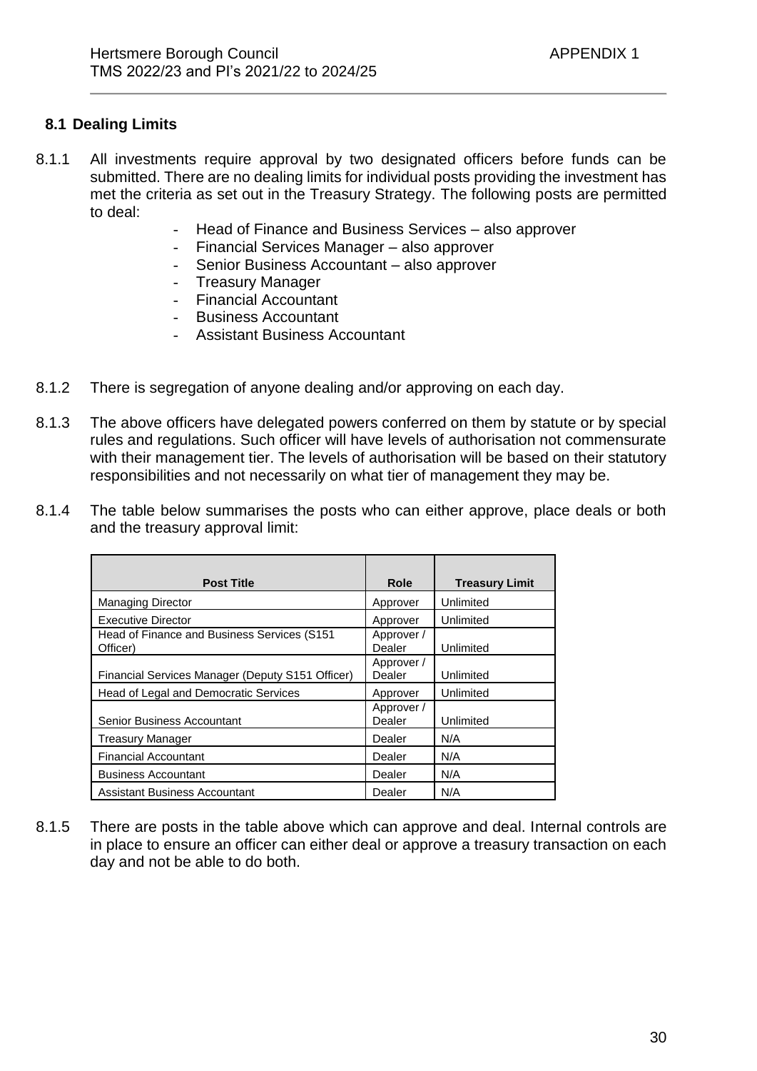## 8.1 Dealing Limits

8.1.1 All investments require approval by two designated officers before funds can be submitted. There are no dealing limits for individual posts providing the investment has met the criteria as set out in the Treasury Strategy. The following posts are permitted to deal:

- Head of Finance and Business Services – also approver
- Financial Services Manager – also approver
- Senior Business Accountant – also approver
- Treasury Manager
- Financial Accountant
- Business Accountant
- Assistant Business Accountant

8.1.2 There is segregation of anyone dealing and/or approving on each day.

8.1.3 The above officers have delegated powers conferred on them by statute or by special rules and regulations. Such officer will have levels of authorisation not commensurate with their management tier. The levels of authorisation will be based on their statutory responsibilities and not necessarily on what tier of management they may be.

8.1.4 The table below summarises the posts who can either approve, place deals or both and the treasury approval limit:

| Post Title | Role | Treasury Limit |
|---|---|---|
| Managing Director | Approver | Unlimited |
| Executive Director | Approver | Unlimited |
| Head of Finance and Business Services (S151 Officer) | Approver / Dealer | Unlimited |
| Financial Services Manager (Deputy S151 Officer) | Approver / Dealer | Unlimited |
| Head of Legal and Democratic Services | Approver | Unlimited |
| Senior Business Accountant | Approver / Dealer | Unlimited |
| Treasury Manager | Dealer | N/A |
| Financial Accountant | Dealer | N/A |
| Business Accountant | Dealer | N/A |
| Assistant Business Accountant | Dealer | N/A |

8.1.5 There are posts in the table above which can approve and deal. Internal controls are in place to ensure an officer can either deal or approve a treasury transaction on each day and not be able to do both.